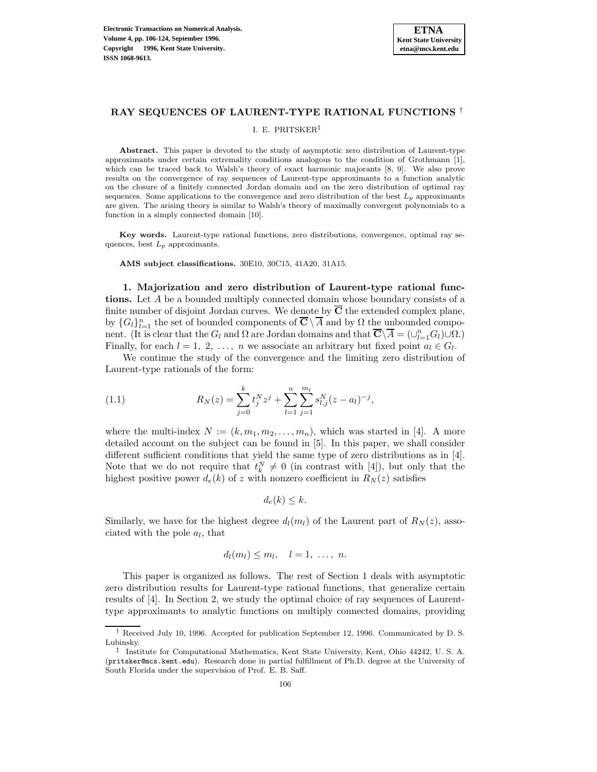# RAY SEQUENCES OF LAURENT-TYPE RATIONAL FUNCTIONS [†]

I. E. PRITSKER[‡]

**Abstract.** This paper is devoted to the study of asymptotic zero distribution of Laurent-type approximants under certain extremality conditions analogous to the condition of Grothmann [1], which can be traced back to Walsh's theory of exact harmonic majorants [8, 9]. We also prove results on the convergence of ray sequences of Laurent-type approximants to a function analytic on the closure of a finitely connected Jordan domain and on the zero distribution of optimal ray sequences. Some applications to the convergence and zero distribution of the best $L_p$ approximants are given. The arising theory is similar to Walsh's theory of maximally convergent polynomials to a function in a simply connected domain [10].

**Key words.** Laurent-type rational functions, zero distributions, convergence, optimal ray sequences, best $L_p$ approximants.

**AMS subject classifications.** 30E10, 30C15, 41A20, 31A15.

**1. Majorization and zero distribution of Laurent-type rational functions.** Let $A$ be a bounded multiply connected domain whose boundary consists of a finite number of disjoint Jordan curves. We denote by $\overline{\mathbf{C}}$ the extended complex plane, by $\{G_l\}_{l=1}^n$ the set of bounded components of $\overline{\mathbf{C}} \setminus \overline{A}$ and by $\Omega$ the unbounded component. (It is clear that the $G_l$ and $\Omega$ are Jordan domains and that $\overline{\mathbf{C}} \setminus \overline{A} = (\cup_{l=1}^n G_l) \cup \Omega$.) Finally, for each $l = 1,\ 2,\ \ldots,\ n$ we associate an arbitrary but fixed point $a_l \in G_l$.

We continue the study of the convergence and the limiting zero distribution of Laurent-type rationals of the form:

$$R_N(z) = \sum_{j=0}^{k} t_j^N z^j + \sum_{l=1}^{n} \sum_{j=1}^{m_l} s_{l,j}^N (z - a_l)^{-j}, \tag{1.1}$$

where the multi-index $N := (k, m_1, m_2, \ldots, m_n)$, which was started in [4]. A more detailed account on the subject can be found in [5]. In this paper, we shall consider different sufficient conditions that yield the same type of zero distributions as in [4]. Note that we do not require that $t_k^N \neq 0$ (in contrast with [4]), but only that the highest positive power $d_e(k)$ of $z$ with nonzero coefficient in $R_N(z)$ satisfies

$$d_e(k) \leq k.$$

Similarly, we have for the highest degree $d_l(m_l)$ of the Laurent part of $R_N(z)$, associated with the pole $a_l$, that

$$d_l(m_l) \leq m_l, \quad l = 1,\ \ldots,\ n.$$

This paper is organized as follows. The rest of Section 1 deals with asymptotic zero distribution results for Laurent-type rational functions, that generalize certain results of [4]. In Section 2, we study the optimal choice of ray sequences of Laurent-type approximants to analytic functions on multiply connected domains, providing

---

[†] Received July 10, 1996. Accepted for publication September 12, 1996. Communicated by D. S. Lubinsky.

[‡] Institute for Computational Mathematics, Kent State University, Kent, Ohio 44242, U. S. A. (pritsker@mcs.kent.edu). Research done in partial fulfillment of Ph.D. degree at the University of South Florida under the supervision of Prof. E. B. Saff.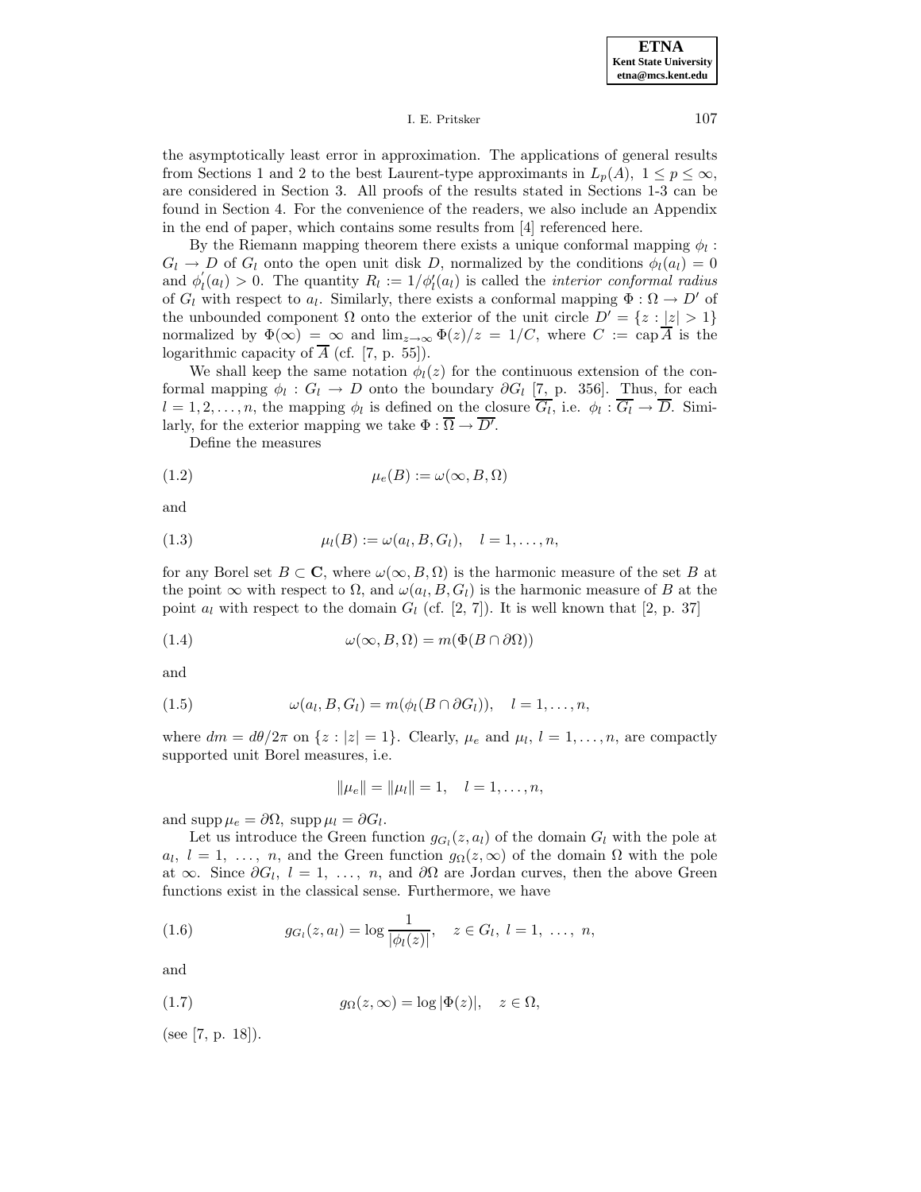the asymptotically least error in approximation. The applications of general results from Sections 1 and 2 to the best Laurent-type approximants in $L_p(A)$, $1 \le p \le \infty$, are considered in Section 3. All proofs of the results stated in Sections 1-3 can be found in Section 4. For the convenience of the readers, we also include an Appendix in the end of paper, which contains some results from [4] referenced here.

By the Riemann mapping theorem there exists a unique conformal mapping $\phi_l : G_l \to D$ of $G_l$ onto the open unit disk $D$, normalized by the conditions $\phi_l(a_l) = 0$ and $\phi_l'(a_l) > 0$. The quantity $R_l := 1/\phi_l'(a_l)$ is called the *interior conformal radius* of $G_l$ with respect to $a_l$. Similarly, there exists a conformal mapping $\Phi : \Omega \to D'$ of the unbounded component $\Omega$ onto the exterior of the unit circle $D' = \{z : |z| > 1\}$ normalized by $\Phi(\infty) = \infty$ and $\lim_{z\to\infty} \Phi(z)/z = 1/C$, where $C := \operatorname{cap} \overline{A}$ is the logarithmic capacity of $\overline{A}$ (cf. [7, p. 55]).

We shall keep the same notation $\phi_l(z)$ for the continuous extension of the conformal mapping $\phi_l : G_l \to D$ onto the boundary $\partial G_l$ [7, p. 356]. Thus, for each $l = 1, 2, \ldots, n$, the mapping $\phi_l$ is defined on the closure $\overline{G_l}$, i.e. $\phi_l : \overline{G_l} \to \overline{D}$. Similarly, for the exterior mapping we take $\Phi : \overline{\Omega} \to \overline{D'}$.

Define the measures

$$\mu_e(B) := \omega(\infty, B, \Omega) \tag{1.2}$$

and

$$\mu_l(B) := \omega(a_l, B, G_l), \quad l = 1, \ldots, n, \tag{1.3}$$

for any Borel set $B \subset \mathbf{C}$, where $\omega(\infty, B, \Omega)$ is the harmonic measure of the set $B$ at the point $\infty$ with respect to $\Omega$, and $\omega(a_l, B, G_l)$ is the harmonic measure of $B$ at the point $a_l$ with respect to the domain $G_l$ (cf. [2, 7]). It is well known that [2, p. 37]

$$\omega(\infty, B, \Omega) = m(\Phi(B \cap \partial\Omega)) \tag{1.4}$$

and

$$\omega(a_l, B, G_l) = m(\phi_l(B \cap \partial G_l)), \quad l = 1, \ldots, n, \tag{1.5}$$

where $dm = d\theta/2\pi$ on $\{z : |z| = 1\}$. Clearly, $\mu_e$ and $\mu_l$, $l = 1, \ldots, n$, are compactly supported unit Borel measures, i.e.

$$\|\mu_e\| = \|\mu_l\| = 1, \quad l = 1, \ldots, n,$$

and $\operatorname{supp} \mu_e = \partial\Omega$, $\operatorname{supp} \mu_l = \partial G_l$.

Let us introduce the Green function $g_{G_l}(z, a_l)$ of the domain $G_l$ with the pole at $a_l$, $l = 1, \ldots, n$, and the Green function $g_\Omega(z, \infty)$ of the domain $\Omega$ with the pole at $\infty$. Since $\partial G_l$, $l = 1, \ldots, n$, and $\partial\Omega$ are Jordan curves, then the above Green functions exist in the classical sense. Furthermore, we have

$$g_{G_l}(z, a_l) = \log \frac{1}{|\phi_l(z)|}, \quad z \in G_l, \ l = 1, \ldots, n, \tag{1.6}$$

and

$$g_\Omega(z, \infty) = \log |\Phi(z)|, \quad z \in \Omega, \tag{1.7}$$

(see [7, p. 18]).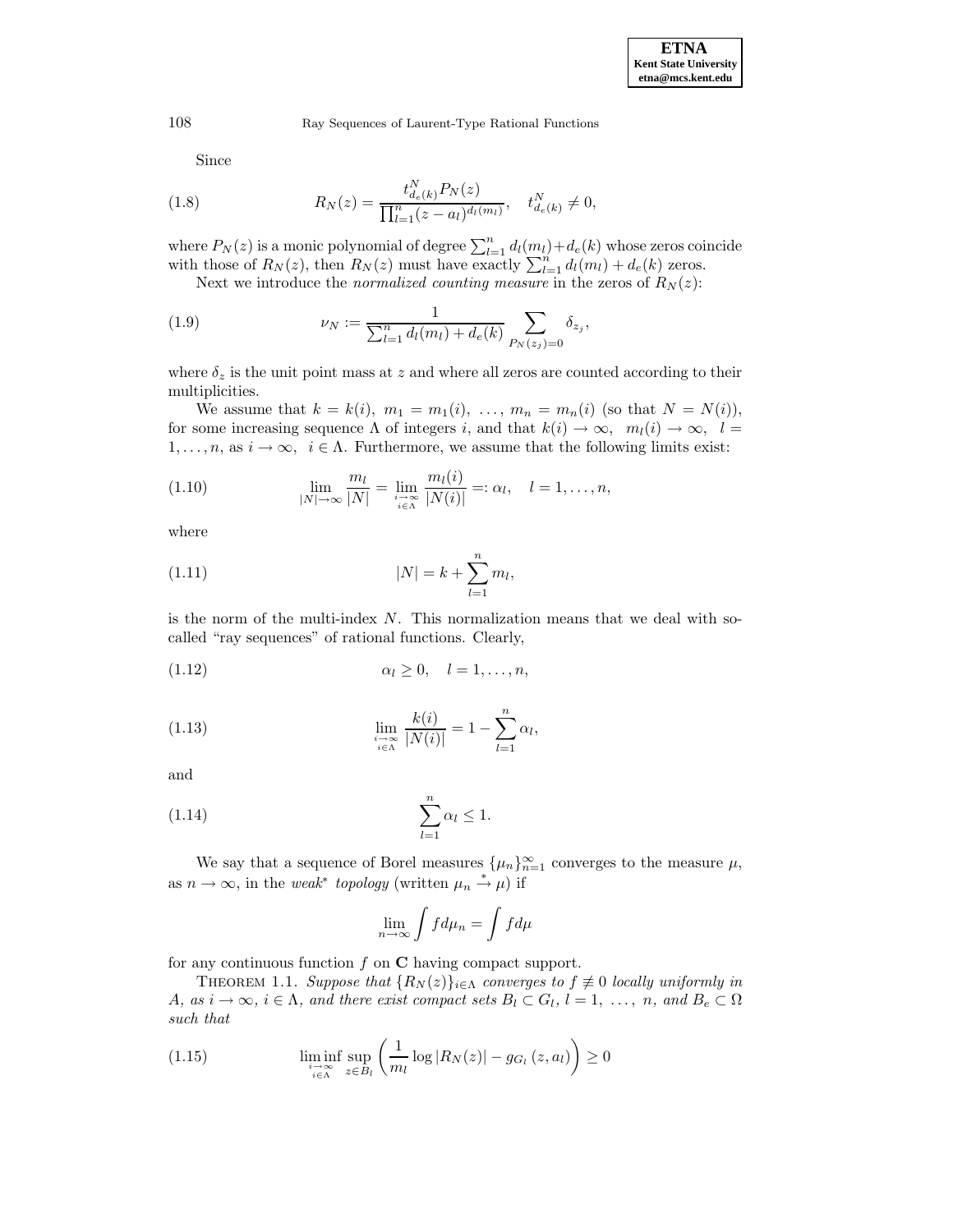Since

$$R_N(z) = \frac{t^N_{d_e(k)} P_N(z)}{\prod_{l=1}^n (z - a_l)^{d_l(m_l)}}, \quad t^N_{d_e(k)} \neq 0, \tag{1.8}$$

where $P_N(z)$ is a monic polynomial of degree $\sum_{l=1}^n d_l(m_l) + d_e(k)$ whose zeros coincide with those of $R_N(z)$, then $R_N(z)$ must have exactly $\sum_{l=1}^n d_l(m_l) + d_e(k)$ zeros.

Next we introduce the *normalized counting measure* in the zeros of $R_N(z)$:

$$\nu_N := \frac{1}{\sum_{l=1}^n d_l(m_l) + d_e(k)} \sum_{P_N(z_j)=0} \delta_{z_j}, \tag{1.9}$$

where $\delta_z$ is the unit point mass at $z$ and where all zeros are counted according to their multiplicities.

We assume that $k = k(i),\ m_1 = m_1(i),\ \ldots,\ m_n = m_n(i)$ (so that $N = N(i)$), for some increasing sequence $\Lambda$ of integers $i$, and that $k(i) \to \infty,\ \ m_l(i) \to \infty,\ \ l = 1, \ldots, n$, as $i \to \infty,\ \ i \in \Lambda$. Furthermore, we assume that the following limits exist:

$$\lim_{|N| \to \infty} \frac{m_l}{|N|} = \lim_{\substack{i \to \infty \\ i \in \Lambda}} \frac{m_l(i)}{|N(i)|} =: \alpha_l, \quad l = 1, \ldots, n, \tag{1.10}$$

where

$$|N| = k + \sum_{l=1}^n m_l, \tag{1.11}$$

is the norm of the multi-index $N$. This normalization means that we deal with so-called "ray sequences" of rational functions. Clearly,

$$\alpha_l \geq 0, \quad l = 1, \ldots, n, \tag{1.12}$$

$$\lim_{\substack{i \to \infty \\ i \in \Lambda}} \frac{k(i)}{|N(i)|} = 1 - \sum_{l=1}^n \alpha_l, \tag{1.13}$$

and

$$\sum_{l=1}^n \alpha_l \leq 1. \tag{1.14}$$

We say that a sequence of Borel measures $\{\mu_n\}_{n=1}^\infty$ converges to the measure $\mu$, as $n \to \infty$, in the *weak\** *topology* (written $\mu_n \xrightarrow{*} \mu$) if

$$\lim_{n \to \infty} \int f d\mu_n = \int f d\mu$$

for any continuous function $f$ on $\mathbf{C}$ having compact support.

THEOREM 1.1. *Suppose that $\{R_N(z)\}_{i \in \Lambda}$ converges to $f \not\equiv 0$ locally uniformly in $A$, as $i \to \infty$, $i \in \Lambda$, and there exist compact sets $B_l \subset G_l$, $l = 1, \ldots, n$, and $B_e \subset \Omega$ such that*

$$\liminf_{\substack{i \to \infty \\ i \in \Lambda}} \sup_{z \in B_l} \left( \frac{1}{m_l} \log |R_N(z)| - g_{G_l}(z, a_l) \right) \geq 0 \tag{1.15}$$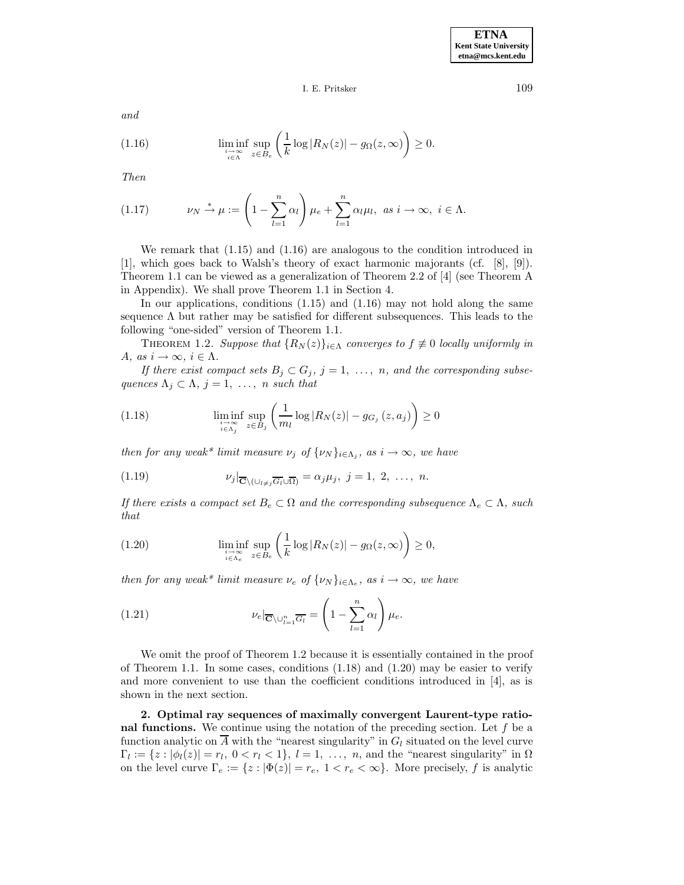*and*

$$\liminf_{\substack{i\to\infty \\ i\in\Lambda}} \sup_{z\in B_e} \left(\frac{1}{k}\log|R_N(z)| - g_\Omega(z,\infty)\right) \geq 0. \tag{1.16}$$

*Then*

$$\nu_N \stackrel{*}{\to} \mu := \left(1 - \sum_{l=1}^{n}\alpha_l\right)\mu_e + \sum_{l=1}^{n}\alpha_l\mu_l, \ \text{as } i\to\infty, \ i\in\Lambda. \tag{1.17}$$

We remark that (1.15) and (1.16) are analogous to the condition introduced in [1], which goes back to Walsh's theory of exact harmonic majorants (cf. [8], [9]). Theorem 1.1 can be viewed as a generalization of Theorem 2.2 of [4] (see Theorem A in Appendix). We shall prove Theorem 1.1 in Section 4.

In our applications, conditions (1.15) and (1.16) may not hold along the same sequence $\Lambda$ but rather may be satisfied for different subsequences. This leads to the following "one-sided" version of Theorem 1.1.

THEOREM 1.2. *Suppose that $\{R_N(z)\}_{i\in\Lambda}$ converges to $f \not\equiv 0$ locally uniformly in $A$, as $i\to\infty$, $i\in\Lambda$.*

*If there exist compact sets $B_j \subset G_j$, $j = 1, \ldots, n$, and the corresponding subsequences $\Lambda_j \subset \Lambda$, $j = 1, \ldots, n$ such that*

$$\liminf_{\substack{i\to\infty \\ i\in\Lambda_j}} \sup_{z\in B_j} \left(\frac{1}{m_l}\log|R_N(z)| - g_{G_j}(z,a_j)\right) \geq 0 \tag{1.18}$$

*then for any weak\* limit measure $\nu_j$ of $\{\nu_N\}_{i\in\Lambda_j}$, as $i\to\infty$, we have*

$$\nu_j|_{\overline{\mathbf{C}}\setminus(\cup_{l\neq j}\overline{G_l}\cup\overline{\Omega})} = \alpha_j\mu_j, \ j = 1, 2, \ldots, n. \tag{1.19}$$

*If there exists a compact set $B_e \subset \Omega$ and the corresponding subsequence $\Lambda_e \subset \Lambda$, such that*

$$\liminf_{\substack{i\to\infty \\ i\in\Lambda_e}} \sup_{z\in B_e} \left(\frac{1}{k}\log|R_N(z)| - g_\Omega(z,\infty)\right) \geq 0, \tag{1.20}$$

*then for any weak\* limit measure $\nu_e$ of $\{\nu_N\}_{i\in\Lambda_e}$, as $i\to\infty$, we have*

$$\nu_e|_{\overline{\mathbf{C}}\setminus\cup_{l=1}^n\overline{G_l}} = \left(1 - \sum_{l=1}^{n}\alpha_l\right)\mu_e. \tag{1.21}$$

We omit the proof of Theorem 1.2 because it is essentially contained in the proof of Theorem 1.1. In some cases, conditions (1.18) and (1.20) may be easier to verify and more convenient to use than the coefficient conditions introduced in [4], as is shown in the next section.

## 2. Optimal ray sequences of maximally convergent Laurent-type rational functions.

We continue using the notation of the preceding section. Let $f$ be a function analytic on $\overline{A}$ with the "nearest singularity" in $G_l$ situated on the level curve $\Gamma_l := \{z : |\phi_l(z)| = r_l, \ 0 < r_l < 1\}$, $l = 1, \ldots, n$, and the "nearest singularity" in $\Omega$ on the level curve $\Gamma_e := \{z : |\Phi(z)| = r_e, \ 1 < r_e < \infty\}$. More precisely, $f$ is analytic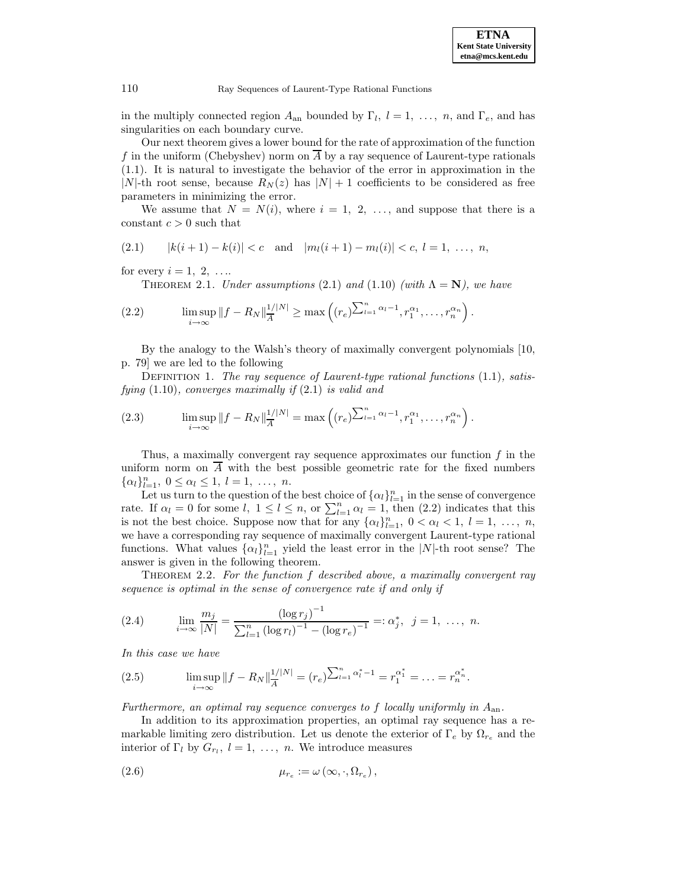in the multiply connected region $A_{\rm an}$ bounded by $\Gamma_l$, $l = 1, \ldots, n$, and $\Gamma_e$, and has singularities on each boundary curve.

Our next theorem gives a lower bound for the rate of approximation of the function $f$ in the uniform (Chebyshev) norm on $\overline{A}$ by a ray sequence of Laurent-type rationals (1.1). It is natural to investigate the behavior of the error in approximation in the $|N|$-th root sense, because $R_N(z)$ has $|N| + 1$ coefficients to be considered as free parameters in minimizing the error.

We assume that $N = N(i)$, where $i = 1, 2, \ldots$, and suppose that there is a constant $c > 0$ such that

$$|k(i+1) - k(i)| < c \quad \text{and} \quad |m_l(i+1) - m_l(i)| < c, \; l = 1, \ldots, n, \tag{2.1}$$

for every $i = 1, 2, \ldots$.

Theorem 2.1. *Under assumptions* (2.1) *and* (1.10) *(with $\Lambda = \mathbf{N}$), we have*

$$\limsup_{i \to \infty} \|f - R_N\|_{\overline{A}}^{1/|N|} \geq \max\left( (r_e)^{\sum_{l=1}^n \alpha_l - 1}, r_1^{\alpha_1}, \ldots, r_n^{\alpha_n} \right). \tag{2.2}$$

By the analogy to the Walsh's theory of maximally convergent polynomials [10, p. 79] we are led to the following

Definition 1. *The ray sequence of Laurent-type rational functions* (1.1)*, satisfying* (1.10)*, converges maximally if* (2.1) *is valid and*

$$\limsup_{i \to \infty} \|f - R_N\|_{\overline{A}}^{1/|N|} = \max\left( (r_e)^{\sum_{l=1}^n \alpha_l - 1}, r_1^{\alpha_1}, \ldots, r_n^{\alpha_n} \right). \tag{2.3}$$

Thus, a maximally convergent ray sequence approximates our function $f$ in the uniform norm on $\overline{A}$ with the best possible geometric rate for the fixed numbers $\{\alpha_l\}_{l=1}^n$, $0 \leq \alpha_l \leq 1$, $l = 1, \ldots, n$.

Let us turn to the question of the best choice of $\{\alpha_l\}_{l=1}^n$ in the sense of convergence rate. If $\alpha_l = 0$ for some $l$, $1 \leq l \leq n$, or $\sum_{l=1}^n \alpha_l = 1$, then (2.2) indicates that this is not the best choice. Suppose now that for any $\{\alpha_l\}_{l=1}^n$, $0 < \alpha_l < 1$, $l = 1, \ldots, n$, we have a corresponding ray sequence of maximally convergent Laurent-type rational functions. What values $\{\alpha_l\}_{l=1}^n$ yield the least error in the $|N|$-th root sense? The answer is given in the following theorem.

Theorem 2.2. *For the function $f$ described above, a maximally convergent ray sequence is optimal in the sense of convergence rate if and only if*

$$\lim_{i \to \infty} \frac{m_j}{|N|} = \frac{(\log r_j)^{-1}}{\sum_{l=1}^n (\log r_l)^{-1} - (\log r_e)^{-1}} =: \alpha_j^*, \quad j = 1, \ldots, n. \tag{2.4}$$

*In this case we have*

$$\limsup_{i \to \infty} \|f - R_N\|_{\overline{A}}^{1/|N|} = (r_e)^{\sum_{l=1}^n \alpha_l^* - 1} = r_1^{\alpha_1^*} = \ldots = r_n^{\alpha_n^*}. \tag{2.5}$$

*Furthermore, an optimal ray sequence converges to $f$ locally uniformly in $A_{\rm an}$.*

In addition to its approximation properties, an optimal ray sequence has a remarkable limiting zero distribution. Let us denote the exterior of $\Gamma_e$ by $\Omega_{r_e}$ and the interior of $\Gamma_l$ by $G_{r_l}$, $l = 1, \ldots, n$. We introduce measures

$$\mu_{r_e} := \omega\left(\infty, \cdot, \Omega_{r_e}\right), \tag{2.6}$$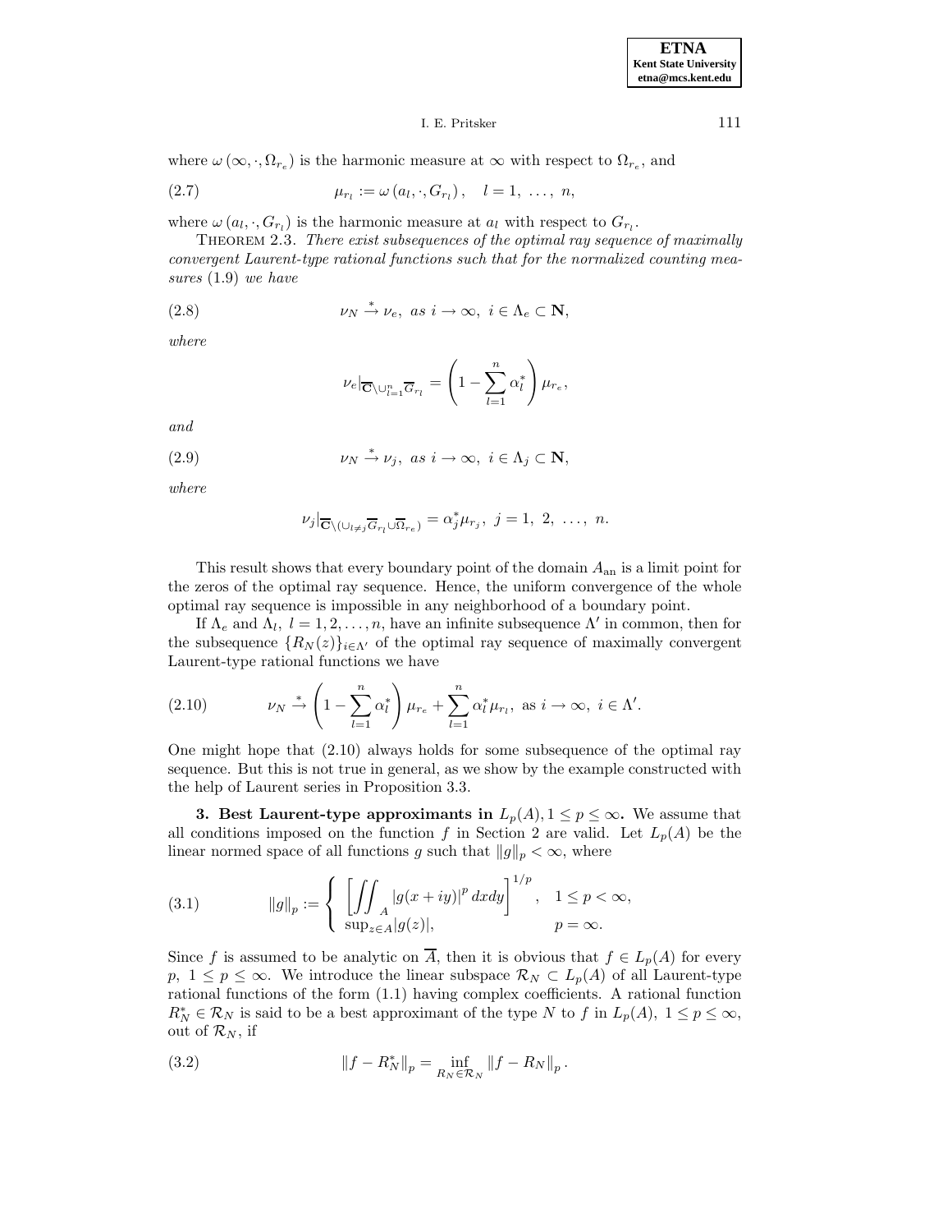where $\omega(\infty, \cdot, \Omega_{r_e})$ is the harmonic measure at $\infty$ with respect to $\Omega_{r_e}$, and

$$\mu_{r_l} := \omega(a_l, \cdot, G_{r_l}), \quad l = 1, \ldots, n, \tag{2.7}$$

where $\omega(a_l, \cdot, G_{r_l})$ is the harmonic measure at $a_l$ with respect to $G_{r_l}$.

THEOREM 2.3. *There exist subsequences of the optimal ray sequence of maximally convergent Laurent-type rational functions such that for the normalized counting measures* (1.9) *we have*

$$\nu_N \stackrel{*}{\to} \nu_e, \ \text{as } i \to \infty, \ i \in \Lambda_e \subset \mathbf{N}, \tag{2.8}$$

*where*

$$\nu_e|_{\overline{\mathbf{C}} \setminus \cup_{l=1}^{n} \overline{G}_{r_l}} = \left(1 - \sum_{l=1}^{n} \alpha_l^*\right) \mu_{r_e},$$

*and*

$$\nu_N \stackrel{*}{\to} \nu_j, \ \text{as } i \to \infty, \ i \in \Lambda_j \subset \mathbf{N}, \tag{2.9}$$

*where*

$$\nu_j|_{\overline{\mathbf{C}} \setminus (\cup_{l \neq j} \overline{G}_{r_l} \cup \overline{\Omega}_{r_e})} = \alpha_j^* \mu_{r_j}, \ j = 1, \ 2, \ \ldots, \ n.$$

This result shows that every boundary point of the domain $A_{\text{an}}$ is a limit point for the zeros of the optimal ray sequence. Hence, the uniform convergence of the whole optimal ray sequence is impossible in any neighborhood of a boundary point.

If $\Lambda_e$ and $\Lambda_l, \ l = 1, 2, \ldots, n$, have an infinite subsequence $\Lambda'$ in common, then for the subsequence $\{R_N(z)\}_{i \in \Lambda'}$ of the optimal ray sequence of maximally convergent Laurent-type rational functions we have

$$\nu_N \stackrel{*}{\to} \left(1 - \sum_{l=1}^{n} \alpha_l^*\right) \mu_{r_e} + \sum_{l=1}^{n} \alpha_l^* \mu_{r_l}, \ \text{as } i \to \infty, \ i \in \Lambda'. \tag{2.10}$$

One might hope that (2.10) always holds for some subsequence of the optimal ray sequence. But this is not true in general, as we show by the example constructed with the help of Laurent series in Proposition 3.3.

**3. Best Laurent-type approximants in $L_p(A), 1 \leq p \leq \infty$.** We assume that all conditions imposed on the function $f$ in Section 2 are valid. Let $L_p(A)$ be the linear normed space of all functions $g$ such that $\|g\|_p < \infty$, where

$$\|g\|_p := \begin{cases} \left[\iint_A |g(x+iy)|^p \, dxdy\right]^{1/p}, & 1 \leq p < \infty, \\ \sup_{z \in A} |g(z)|, & p = \infty. \end{cases} \tag{3.1}$$

Since $f$ is assumed to be analytic on $\overline{A}$, then it is obvious that $f \in L_p(A)$ for every $p, \ 1 \leq p \leq \infty$. We introduce the linear subspace $\mathcal{R}_N \subset L_p(A)$ of all Laurent-type rational functions of the form (1.1) having complex coefficients. A rational function $R_N^* \in \mathcal{R}_N$ is said to be a best approximant of the type $N$ to $f$ in $L_p(A), \ 1 \leq p \leq \infty$, out of $\mathcal{R}_N$, if

$$\|f - R_N^*\|_p = \inf_{R_N \in \mathcal{R}_N} \|f - R_N\|_p \, . \tag{3.2}$$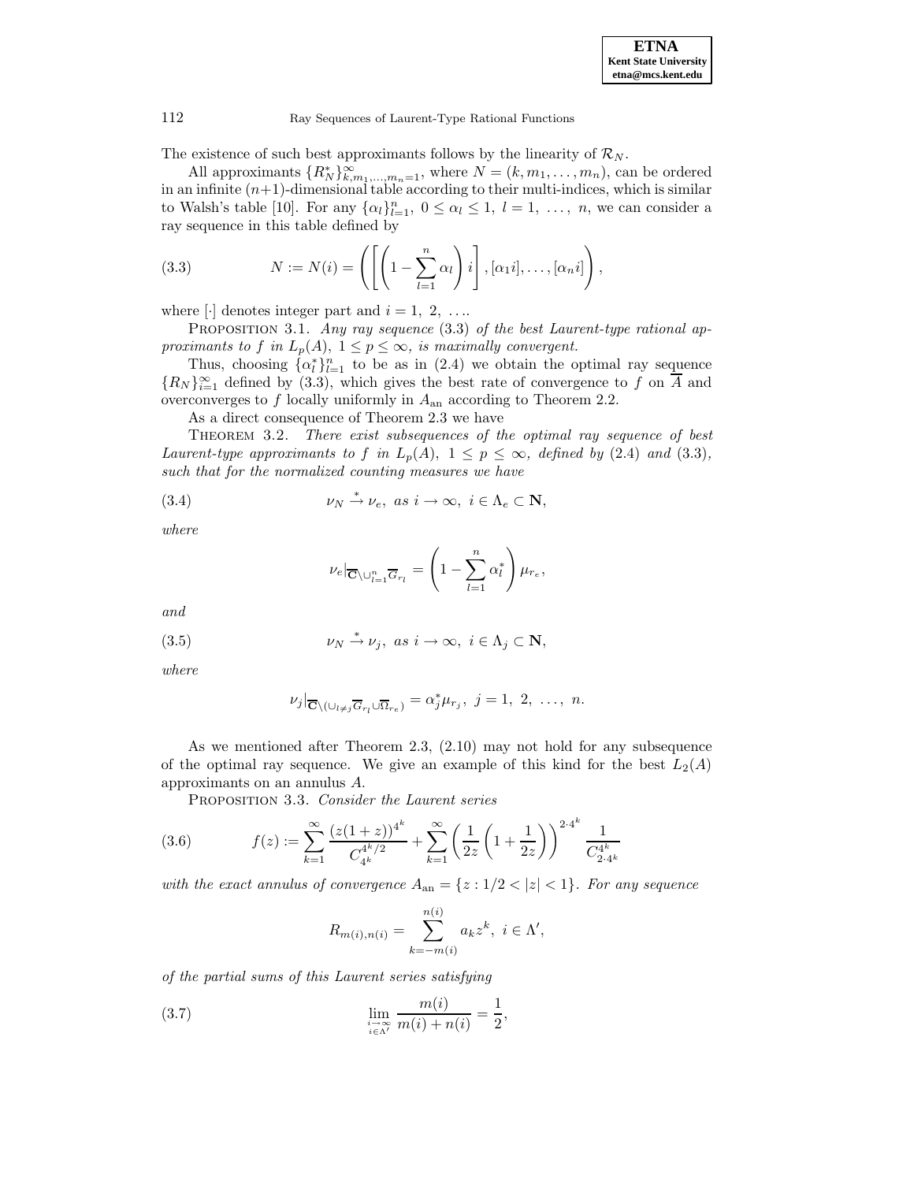The existence of such best approximants follows by the linearity of $\mathcal{R}_N$.

All approximants $\{R_N^*\}_{k,m_1,\ldots,m_n=1}^{\infty}$, where $N = (k, m_1, \ldots, m_n)$, can be ordered in an infinite $(n+1)$-dimensional table according to their multi-indices, which is similar to Walsh's table [10]. For any $\{\alpha_l\}_{l=1}^n$, $0 \le \alpha_l \le 1$, $l = 1, \ldots, n$, we can consider a ray sequence in this table defined by

$$N := N(i) = \left( \left[ \left( 1 - \sum_{l=1}^{n} \alpha_l \right) i \right], [\alpha_1 i], \ldots, [\alpha_n i] \right), \tag{3.3}$$

where $[\cdot]$ denotes integer part and $i = 1, 2, \ldots$.

Proposition 3.1. *Any ray sequence* (3.3) *of the best Laurent-type rational approximants to $f$ in $L_p(A)$, $1 \le p \le \infty$, is maximally convergent.*

Thus, choosing $\{\alpha_l^*\}_{l=1}^n$ to be as in (2.4) we obtain the optimal ray sequence $\{R_N\}_{i=1}^{\infty}$ defined by (3.3), which gives the best rate of convergence to $f$ on $\overline{A}$ and overconverges to $f$ locally uniformly in $A_{\mathrm{an}}$ according to Theorem 2.2.

As a direct consequence of Theorem 2.3 we have

Theorem 3.2. *There exist subsequences of the optimal ray sequence of best Laurent-type approximants to $f$ in $L_p(A)$, $1 \le p \le \infty$, defined by* (2.4) *and* (3.3), *such that for the normalized counting measures we have*

$$\nu_N \xrightarrow{*} \nu_e, \text{ as } i \to \infty, \ i \in \Lambda_e \subset \mathbf{N}, \tag{3.4}$$

*where*

$$\nu_e|_{\overline{\mathbf{C}} \setminus \cup_{l=1}^n \overline{G}_{r_l}} = \left( 1 - \sum_{l=1}^{n} \alpha_l^* \right) \mu_{r_e},$$

*and*

$$\nu_N \xrightarrow{*} \nu_j, \text{ as } i \to \infty, \ i \in \Lambda_j \subset \mathbf{N}, \tag{3.5}$$

*where*

$$\nu_j|_{\overline{\mathbf{C}} \setminus (\cup_{l \ne j} \overline{G}_{r_l} \cup \overline{\Omega}_{r_e})} = \alpha_j^* \mu_{r_j}, \ j = 1, 2, \ldots, n.$$

As we mentioned after Theorem 2.3, (2.10) may not hold for any subsequence of the optimal ray sequence. We give an example of this kind for the best $L_2(A)$ approximants on an annulus $A$.

Proposition 3.3. *Consider the Laurent series*

$$f(z) := \sum_{k=1}^{\infty} \frac{(z(1+z))^{4^k}}{C_{4^k}^{4^k/2}} + \sum_{k=1}^{\infty} \left( \frac{1}{2z} \left( 1 + \frac{1}{2z} \right) \right)^{2 \cdot 4^k} \frac{1}{C_{2 \cdot 4^k}^{4^k}} \tag{3.6}$$

*with the exact annulus of convergence $A_{\mathrm{an}} = \{z : 1/2 < |z| < 1\}$. For any sequence*

$$R_{m(i),n(i)} = \sum_{k=-m(i)}^{n(i)} a_k z^k, \ i \in \Lambda',$$

*of the partial sums of this Laurent series satisfying*

$$\lim_{\substack{i \to \infty \\ i \in \Lambda'}} \frac{m(i)}{m(i) + n(i)} = \frac{1}{2}, \tag{3.7}$$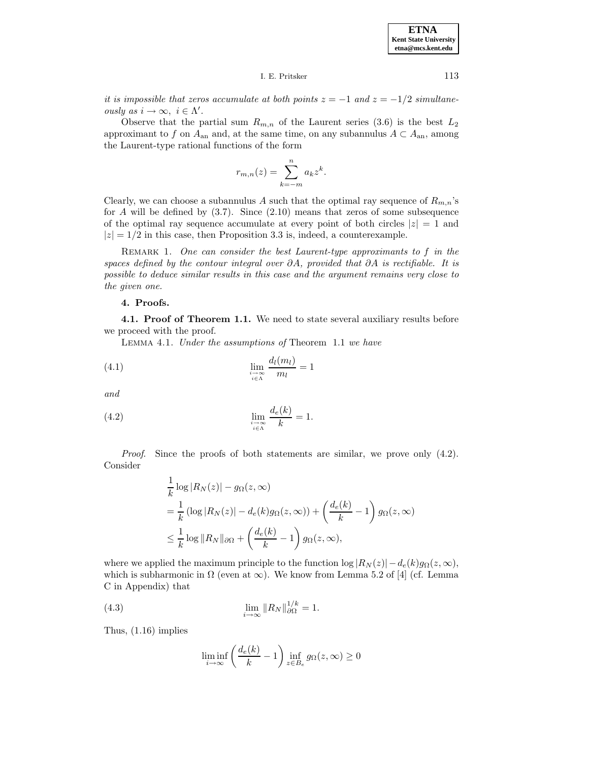*it is impossible that zeros accumulate at both points $z = -1$ and $z = -1/2$ simultaneously as $i \to \infty,\ i \in \Lambda'$.*

Observe that the partial sum $R_{m,n}$ of the Laurent series (3.6) is the best $L_2$ approximant to $f$ on $A_{\text{an}}$ and, at the same time, on any subannulus $A \subset A_{\text{an}}$, among the Laurent-type rational functions of the form

$$r_{m,n}(z) = \sum_{k=-m}^{n} a_k z^k.$$

Clearly, we can choose a subannulus $A$ such that the optimal ray sequence of $R_{m,n}$'s for $A$ will be defined by (3.7). Since (2.10) means that zeros of some subsequence of the optimal ray sequence accumulate at every point of both circles $|z| = 1$ and $|z| = 1/2$ in this case, then Proposition 3.3 is, indeed, a counterexample.

Remark 1. *One can consider the best Laurent-type approximants to $f$ in the spaces defined by the contour integral over $\partial A$, provided that $\partial A$ is rectifiable. It is possible to deduce similar results in this case and the argument remains very close to the given one.*

## 4. Proofs.

**4.1. Proof of Theorem 1.1.** We need to state several auxiliary results before we proceed with the proof.

Lemma 4.1. *Under the assumptions of* Theorem 1.1 *we have*

$$\lim_{\substack{i\to\infty\\ i\in\Lambda}} \frac{d_l(m_l)}{m_l} = 1 \tag{4.1}$$

*and*

$$\lim_{\substack{i\to\infty\\ i\in\Lambda}} \frac{d_e(k)}{k} = 1. \tag{4.2}$$

*Proof.* Since the proofs of both statements are similar, we prove only (4.2). Consider

$$\begin{aligned}
&\frac{1}{k}\log|R_N(z)| - g_\Omega(z,\infty) \\
&= \frac{1}{k}\left(\log|R_N(z)| - d_e(k) g_\Omega(z,\infty)\right) + \left(\frac{d_e(k)}{k} - 1\right) g_\Omega(z,\infty) \\
&\le \frac{1}{k}\log\|R_N\|_{\partial\Omega} + \left(\frac{d_e(k)}{k} - 1\right) g_\Omega(z,\infty),
\end{aligned}$$

where we applied the maximum principle to the function $\log|R_N(z)| - d_e(k) g_\Omega(z,\infty)$, which is subharmonic in $\Omega$ (even at $\infty$). We know from Lemma 5.2 of [4] (cf. Lemma C in Appendix) that

$$\lim_{i\to\infty} \|R_N\|_{\partial\Omega}^{1/k} = 1. \tag{4.3}$$

Thus, (1.16) implies

$$\liminf_{i\to\infty} \left(\frac{d_e(k)}{k} - 1\right) \inf_{z\in B_e} g_\Omega(z,\infty) \ge 0$$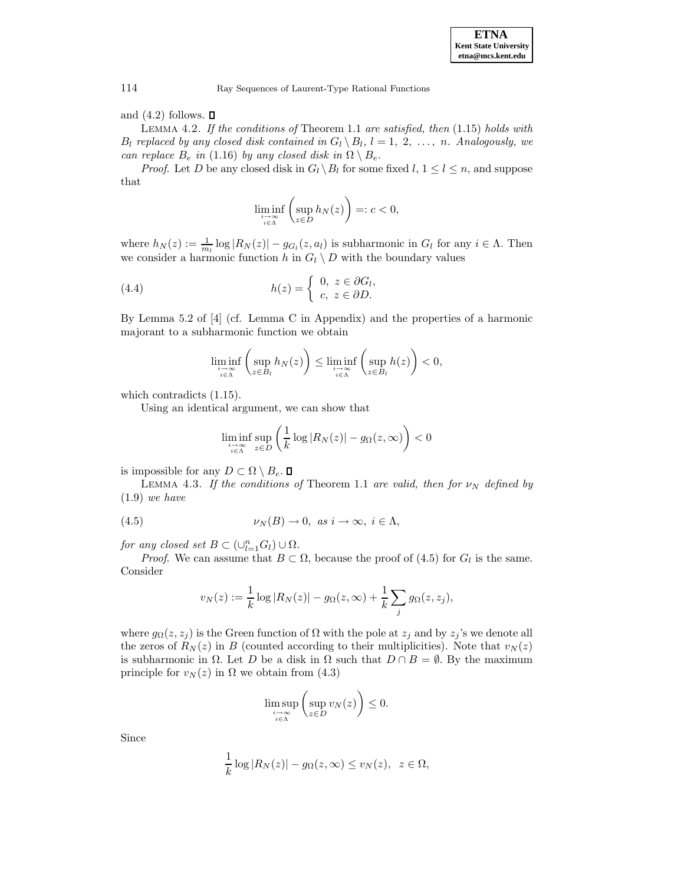and (4.2) follows. □

LEMMA 4.2. *If the conditions of* Theorem 1.1 *are satisfied, then* (1.15) *holds with* $B_l$ *replaced by any closed disk contained in* $G_l \setminus B_l$, $l = 1,\ 2,\ \ldots,\ n$. *Analogously, we can replace* $B_e$ *in* (1.16) *by any closed disk in* $\Omega \setminus B_e$.

*Proof.* Let $D$ be any closed disk in $G_l \setminus B_l$ for some fixed $l$, $1 \le l \le n$, and suppose that

$$\liminf_{\substack{i\to\infty \\ i\in\Lambda}} \left( \sup_{z\in D} h_N(z) \right) =: c < 0,$$

where $h_N(z) := \frac{1}{m_l} \log |R_N(z)| - g_{G_l}(z, a_l)$ is subharmonic in $G_l$ for any $i \in \Lambda$. Then we consider a harmonic function $h$ in $G_l \setminus D$ with the boundary values

$$h(z) = \left\{ \begin{array}{l} 0,\ z \in \partial G_l, \\ c,\ z \in \partial D. \end{array} \right. \tag{4.4}$$

By Lemma 5.2 of [4] (cf. Lemma C in Appendix) and the properties of a harmonic majorant to a subharmonic function we obtain

$$\liminf_{\substack{i\to\infty \\ i\in\Lambda}} \left( \sup_{z\in B_l} h_N(z) \right) \le \liminf_{\substack{i\to\infty \\ i\in\Lambda}} \left( \sup_{z\in B_l} h(z) \right) < 0,$$

which contradicts (1.15).

Using an identical argument, we can show that

$$\liminf_{\substack{i\to\infty \\ i\in\Lambda}} \sup_{z\in D} \left( \frac{1}{k} \log |R_N(z)| - g_\Omega(z, \infty) \right) < 0$$

is impossible for any $D \subset \Omega \setminus B_e$. □

LEMMA 4.3. *If the conditions of* Theorem 1.1 *are valid, then for* $\nu_N$ *defined by* (1.9) *we have*

$$\nu_N(B) \to 0, \ \text{as } i \to \infty,\ i \in \Lambda, \tag{4.5}$$

*for any closed set* $B \subset (\cup_{l=1}^n G_l) \cup \Omega$.

*Proof.* We can assume that $B \subset \Omega$, because the proof of (4.5) for $G_l$ is the same. Consider

$$v_N(z) := \frac{1}{k} \log |R_N(z)| - g_\Omega(z, \infty) + \frac{1}{k} \sum_j g_\Omega(z, z_j),$$

where $g_\Omega(z, z_j)$ is the Green function of $\Omega$ with the pole at $z_j$ and by $z_j$'s we denote all the zeros of $R_N(z)$ in $B$ (counted according to their multiplicities). Note that $v_N(z)$ is subharmonic in $\Omega$. Let $D$ be a disk in $\Omega$ such that $D \cap B = \emptyset$. By the maximum principle for $v_N(z)$ in $\Omega$ we obtain from (4.3)

$$\limsup_{\substack{i\to\infty \\ i\in\Lambda}} \left( \sup_{z\in D} v_N(z) \right) \le 0.$$

Since

$$\frac{1}{k} \log |R_N(z)| - g_\Omega(z, \infty) \le v_N(z),\ \ z \in \Omega,$$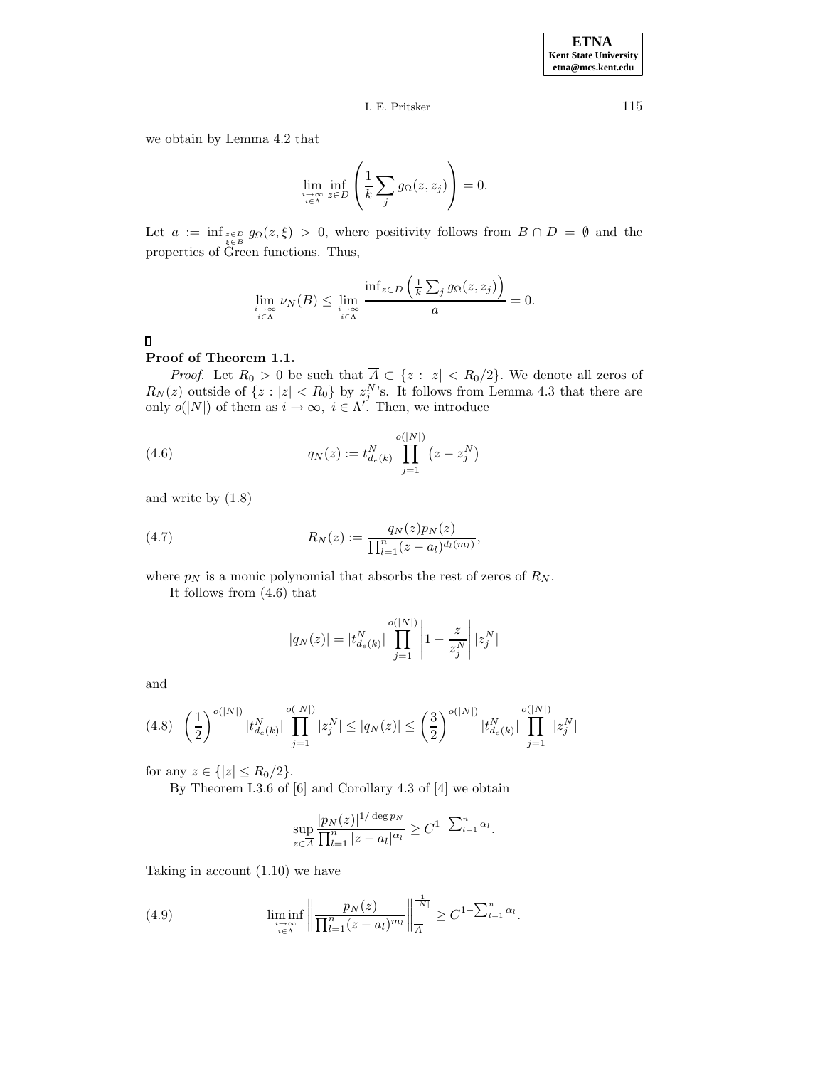we obtain by Lemma 4.2 that

$$\lim_{\substack{i\to\infty \\ i\in\Lambda}} \inf_{z\in D}\left(\frac{1}{k}\sum_j g_\Omega(z,z_j)\right) = 0.$$

Let $a := \inf_{\substack{z\in D \\ \xi\in B}} g_\Omega(z,\xi) > 0$, where positivity follows from $B \cap D = \emptyset$ and the properties of Green functions. Thus,

$$\lim_{\substack{i\to\infty \\ i\in\Lambda}} \nu_N(B) \le \lim_{\substack{i\to\infty \\ i\in\Lambda}} \frac{\inf_{z\in D}\left(\frac{1}{k}\sum_j g_\Omega(z,z_j)\right)}{a} = 0.$$

□

**Proof of Theorem 1.1.**

*Proof*. Let $R_0 > 0$ be such that $\overline{A} \subset \{z : |z| < R_0/2\}$. We denote all zeros of $R_N(z)$ outside of $\{z : |z| < R_0\}$ by $z_j^N$'s. It follows from Lemma 4.3 that there are only $o(|N|)$ of them as $i \to \infty,\ i \in \Lambda'$. Then, we introduce

$$q_N(z) := t^N_{d_e(k)} \prod_{j=1}^{o(|N|)} \left(z - z_j^N\right) \tag{4.6}$$

and write by (1.8)

$$R_N(z) := \frac{q_N(z)p_N(z)}{\prod_{l=1}^n (z-a_l)^{d_l(m_l)}}, \tag{4.7}$$

where $p_N$ is a monic polynomial that absorbs the rest of zeros of $R_N$.

It follows from (4.6) that

$$|q_N(z)| = |t^N_{d_e(k)}| \prod_{j=1}^{o(|N|)} \left|1 - \frac{z}{z_j^N}\right| |z_j^N|$$

and

$$\left(\frac{1}{2}\right)^{o(|N|)} |t^N_{d_e(k)}| \prod_{j=1}^{o(|N|)} |z_j^N| \le |q_N(z)| \le \left(\frac{3}{2}\right)^{o(|N|)} |t^N_{d_e(k)}| \prod_{j=1}^{o(|N|)} |z_j^N| \tag{4.8}$$

for any $z \in \{|z| \le R_0/2\}$.

By Theorem I.3.6 of [6] and Corollary 4.3 of [4] we obtain

$$\sup_{z\in\overline{A}} \frac{|p_N(z)|^{1/\deg p_N}}{\prod_{l=1}^n |z-a_l|^{\alpha_l}} \ge C^{1-\sum_{l=1}^n \alpha_l}.$$

Taking in account (1.10) we have

$$\liminf_{\substack{i\to\infty \\ i\in\Lambda}} \left\| \frac{p_N(z)}{\prod_{l=1}^n (z-a_l)^{m_l}} \right\|_{\overline{A}}^{\frac{1}{|N|}} \ge C^{1-\sum_{l=1}^n \alpha_l}. \tag{4.9}$$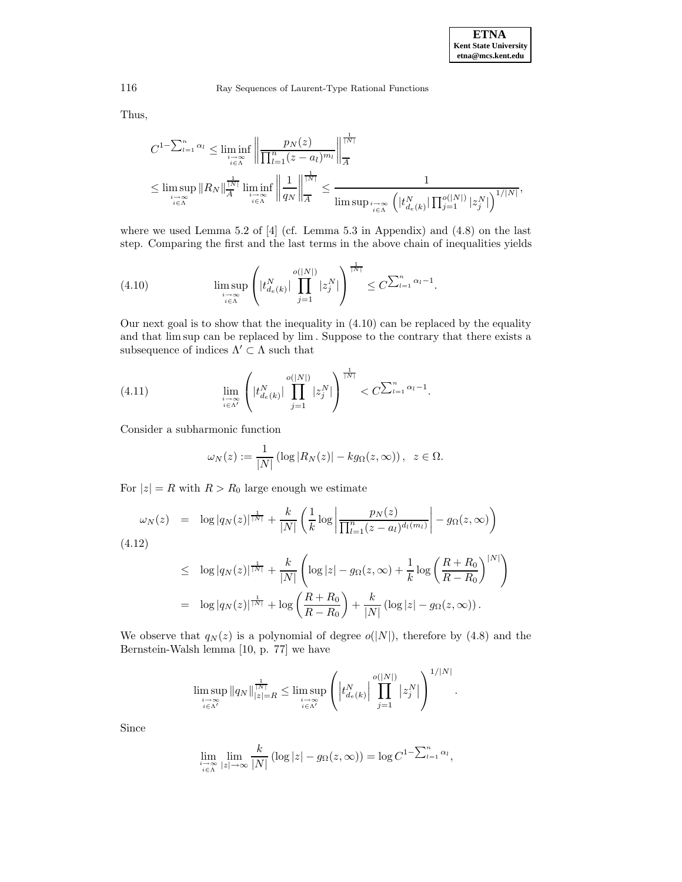Thus,

$$C^{1-\sum_{l=1}^{n}\alpha_l} \le \liminf_{\substack{i\to\infty \\ i\in\Lambda}} \left\| \frac{p_N(z)}{\prod_{l=1}^{n}(z-a_l)^{m_l}} \right\|_{\overline{A}}^{\frac{1}{|N|}}$$

$$\le \limsup_{\substack{i\to\infty \\ i\in\Lambda}} \|R_N\|_{\overline{A}}^{\frac{1}{|N|}} \liminf_{\substack{i\to\infty \\ i\in\Lambda}} \left\| \frac{1}{q_N} \right\|_{\overline{A}}^{\frac{1}{|N|}} \le \frac{1}{\limsup_{\substack{i\to\infty \\ i\in\Lambda}} \left( |t^N_{d_e(k)}| \prod_{j=1}^{o(|N|)} |z_j^N| \right)^{1/|N|}},$$

where we used Lemma 5.2 of [4] (cf. Lemma 5.3 in Appendix) and (4.8) on the last step. Comparing the first and the last terms in the above chain of inequalities yields

$$\limsup_{\substack{i\to\infty \\ i\in\Lambda}} \left( |t^N_{d_e(k)}| \prod_{j=1}^{o(|N|)} |z_j^N| \right)^{\frac{1}{|N|}} \le C^{\sum_{l=1}^{n}\alpha_l - 1}. \tag{4.10}$$

Our next goal is to show that the inequality in (4.10) can be replaced by the equality and that lim sup can be replaced by lim . Suppose to the contrary that there exists a subsequence of indices $\Lambda' \subset \Lambda$ such that

$$\lim_{\substack{i\to\infty \\ i\in\Lambda'}} \left( |t^N_{d_e(k)}| \prod_{j=1}^{o(|N|)} |z_j^N| \right)^{\frac{1}{|N|}} < C^{\sum_{l=1}^{n}\alpha_l - 1}. \tag{4.11}$$

Consider a subharmonic function

$$\omega_N(z) := \frac{1}{|N|}\left(\log|R_N(z)| - k g_\Omega(z,\infty)\right), \quad z \in \Omega.$$

For $|z| = R$ with $R > R_0$ large enough we estimate

$$\begin{aligned}
\omega_N(z) &= \log|q_N(z)|^{\frac{1}{|N|}} + \frac{k}{|N|}\left(\frac{1}{k}\log\left|\frac{p_N(z)}{\prod_{l=1}^{n}(z-a_l)^{d_l(m_l)}}\right| - g_\Omega(z,\infty)\right) \\
&\le \log|q_N(z)|^{\frac{1}{|N|}} + \frac{k}{|N|}\left(\log|z| - g_\Omega(z,\infty) + \frac{1}{k}\log\left(\frac{R+R_0}{R-R_0}\right)^{|N|}\right) \\
&= \log|q_N(z)|^{\frac{1}{|N|}} + \log\left(\frac{R+R_0}{R-R_0}\right) + \frac{k}{|N|}\left(\log|z| - g_\Omega(z,\infty)\right).
\end{aligned} \tag{4.12}$$

We observe that $q_N(z)$ is a polynomial of degree $o(|N|)$, therefore by (4.8) and the Bernstein-Walsh lemma [10, p. 77] we have

$$\limsup_{\substack{i\to\infty \\ i\in\Lambda'}} \|q_N\|_{|z|=R}^{\frac{1}{|N|}} \le \limsup_{\substack{i\to\infty \\ i\in\Lambda'}} \left( \left|t^N_{d_e(k)}\right| \prod_{j=1}^{o(|N|)} \left|z_j^N\right| \right)^{1/|N|}.$$

Since

$$\lim_{\substack{i\to\infty \\ i\in\Lambda}} \lim_{|z|\to\infty} \frac{k}{|N|}\left(\log|z| - g_\Omega(z,\infty)\right) = \log C^{1-\sum_{l=1}^{n}\alpha_l},$$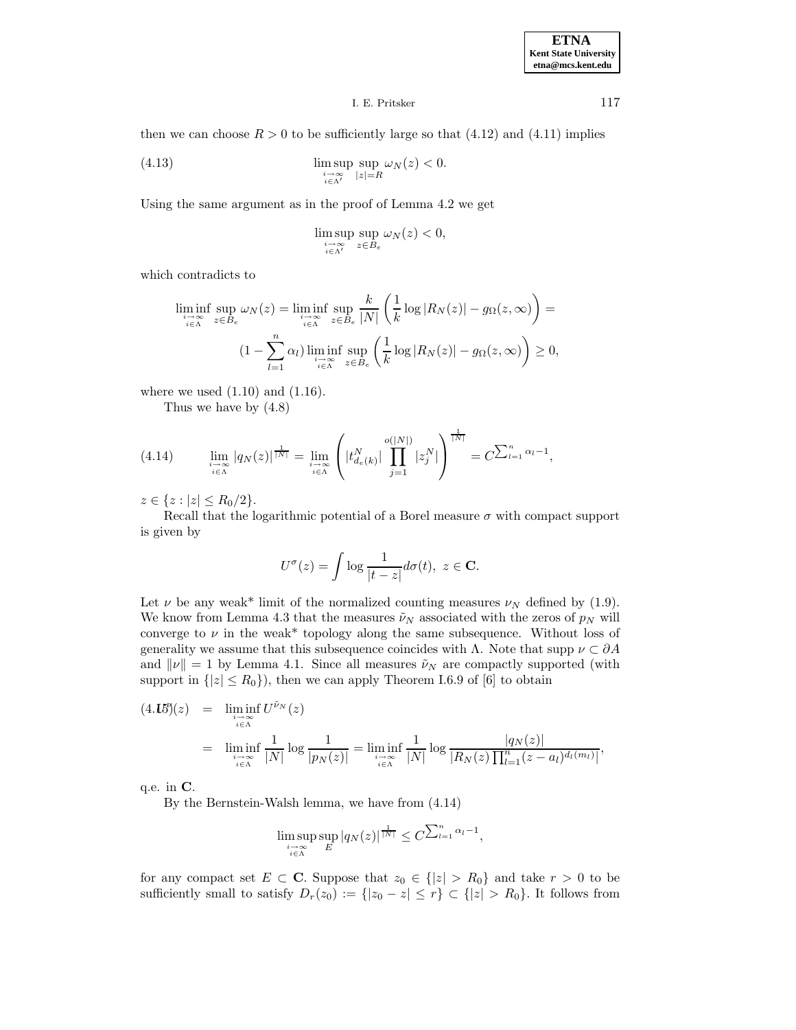then we can choose $R > 0$ to be sufficiently large so that (4.12) and (4.11) implies

$$\limsup_{\substack{i \to \infty \\ i \in \Lambda'}} \sup_{|z|=R} \omega_N(z) < 0. \tag{4.13}$$

Using the same argument as in the proof of Lemma 4.2 we get

$$\limsup_{\substack{i \to \infty \\ i \in \Lambda'}} \sup_{z \in B_e} \omega_N(z) < 0,$$

which contradicts to

$$\liminf_{\substack{i \to \infty \\ i \in \Lambda}} \sup_{z \in B_e} \omega_N(z) = \liminf_{\substack{i \to \infty \\ i \in \Lambda}} \sup_{z \in B_e} \frac{k}{|N|} \left( \frac{1}{k} \log |R_N(z)| - g_\Omega(z, \infty) \right) =$$

$$(1 - \sum_{l=1}^{n} \alpha_l) \liminf_{\substack{i \to \infty \\ i \in \Lambda}} \sup_{z \in B_e} \left( \frac{1}{k} \log |R_N(z)| - g_\Omega(z, \infty) \right) \geq 0,$$

where we used (1.10) and (1.16).

Thus we have by (4.8)

$$\lim_{\substack{i \to \infty \\ i \in \Lambda}} |q_N(z)|^{\frac{1}{|N|}} = \lim_{\substack{i \to \infty \\ i \in \Lambda}} \left( |t^N_{d_e(k)}| \prod_{j=1}^{o(|N|)} |z^N_j| \right)^{\frac{1}{|N|}} = C^{\sum_{l=1}^{n} \alpha_l - 1}, \tag{4.14}$$

$z \in \{z : |z| \leq R_0/2\}$.

Recall that the logarithmic potential of a Borel measure $\sigma$ with compact support is given by

$$U^\sigma(z) = \int \log \frac{1}{|t - z|} d\sigma(t), \; z \in \mathbf{C}.$$

Let $\nu$ be any weak* limit of the normalized counting measures $\nu_N$ defined by (1.9). We know from Lemma 4.3 that the measures $\tilde{\nu}_N$ associated with the zeros of $p_N$ will converge to $\nu$ in the weak* topology along the same subsequence. Without loss of generality we assume that this subsequence coincides with $\Lambda$. Note that supp $\nu \subset \partial A$ and $\|\nu\| = 1$ by Lemma 4.1. Since all measures $\tilde{\nu}_N$ are compactly supported (with support in $\{|z| \leq R_0\}$), then we can apply Theorem I.6.9 of [6] to obtain

$$\begin{aligned} U^\nu(z) &= \liminf_{\substack{i \to \infty \\ i \in \Lambda}} U^{\tilde{\nu}_N}(z) \\ &= \liminf_{\substack{i \to \infty \\ i \in \Lambda}} \frac{1}{|N|} \log \frac{1}{|p_N(z)|} = \liminf_{\substack{i \to \infty \\ i \in \Lambda}} \frac{1}{|N|} \log \frac{|q_N(z)|}{|R_N(z) \prod_{l=1}^{n} (z - a_l)^{d_l(m_l)}|}, \end{aligned} \tag{4.15}$$

q.e. in $\mathbf{C}$.

By the Bernstein-Walsh lemma, we have from (4.14)

$$\limsup_{\substack{i \to \infty \\ i \in \Lambda}} \sup_{E} |q_N(z)|^{\frac{1}{|N|}} \leq C^{\sum_{l=1}^{n} \alpha_l - 1},$$

for any compact set $E \subset \mathbf{C}$. Suppose that $z_0 \in \{|z| > R_0\}$ and take $r > 0$ to be sufficiently small to satisfy $D_r(z_0) := \{|z_0 - z| \leq r\} \subset \{|z| > R_0\}$. It follows from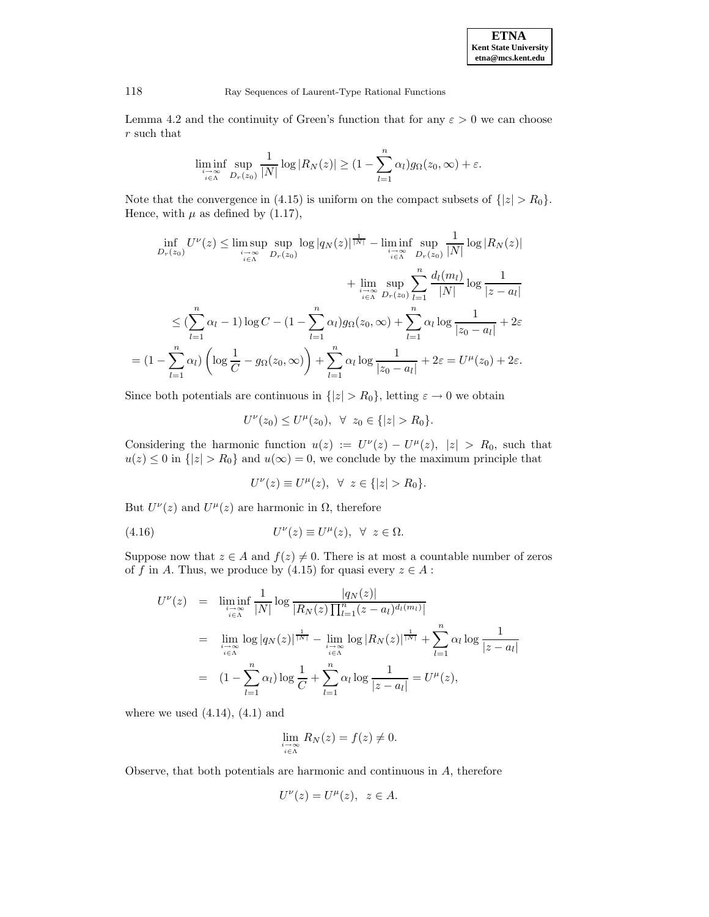Lemma 4.2 and the continuity of Green's function that for any $\varepsilon > 0$ we can choose $r$ such that

$$\liminf_{\substack{i\to\infty \\ i\in\Lambda}} \sup_{D_r(z_0)} \frac{1}{|N|}\log|R_N(z)| \geq (1-\sum_{l=1}^{n}\alpha_l)g_\Omega(z_0,\infty)+\varepsilon.$$

Note that the convergence in (4.15) is uniform on the compact subsets of $\{|z|>R_0\}$. Hence, with $\mu$ as defined by (1.17),

$$\begin{aligned}
\inf_{D_r(z_0)} U^\nu(z) &\leq \limsup_{\substack{i\to\infty \\ i\in\Lambda}} \sup_{D_r(z_0)} \log|q_N(z)|^{\frac{1}{|N|}} - \liminf_{\substack{i\to\infty \\ i\in\Lambda}} \sup_{D_r(z_0)} \frac{1}{|N|}\log|R_N(z)| \\
&\qquad + \lim_{\substack{i\to\infty \\ i\in\Lambda}} \sup_{D_r(z_0)} \sum_{l=1}^{n} \frac{d_l(m_l)}{|N|}\log\frac{1}{|z-a_l|} \\
&\leq (\sum_{l=1}^{n}\alpha_l - 1)\log C - (1-\sum_{l=1}^{n}\alpha_l)g_\Omega(z_0,\infty) + \sum_{l=1}^{n}\alpha_l\log\frac{1}{|z_0-a_l|} + 2\varepsilon \\
&= (1-\sum_{l=1}^{n}\alpha_l)\left(\log\frac{1}{C} - g_\Omega(z_0,\infty)\right) + \sum_{l=1}^{n}\alpha_l\log\frac{1}{|z_0-a_l|} + 2\varepsilon = U^\mu(z_0)+2\varepsilon.
\end{aligned}$$

Since both potentials are continuous in $\{|z|>R_0\}$, letting $\varepsilon\to 0$ we obtain

$$U^\nu(z_0) \leq U^\mu(z_0), \ \ \forall \ z_0 \in \{|z|>R_0\}.$$

Considering the harmonic function $u(z) := U^\nu(z) - U^\mu(z)$, $|z|>R_0$, such that $u(z)\leq 0$ in $\{|z|>R_0\}$ and $u(\infty)=0$, we conclude by the maximum principle that

$$U^\nu(z) \equiv U^\mu(z), \ \ \forall \ z \in \{|z|>R_0\}.$$

But $U^\nu(z)$ and $U^\mu(z)$ are harmonic in $\Omega$, therefore

$$U^\nu(z) \equiv U^\mu(z), \ \ \forall \ z \in \Omega. \tag{4.16}$$

Suppose now that $z\in A$ and $f(z)\neq 0$. There is at most a countable number of zeros of $f$ in $A$. Thus, we produce by (4.15) for quasi every $z \in A$ :

$$\begin{aligned}
U^\nu(z) &= \liminf_{\substack{i\to\infty \\ i\in\Lambda}} \frac{1}{|N|}\log\frac{|q_N(z)|}{|R_N(z)\prod_{l=1}^{n}(z-a_l)^{d_l(m_l)}|} \\
&= \lim_{\substack{i\to\infty \\ i\in\Lambda}} \log|q_N(z)|^{\frac{1}{|N|}} - \lim_{\substack{i\to\infty \\ i\in\Lambda}} \log|R_N(z)|^{\frac{1}{|N|}} + \sum_{l=1}^{n}\alpha_l\log\frac{1}{|z-a_l|} \\
&= (1-\sum_{l=1}^{n}\alpha_l)\log\frac{1}{C} + \sum_{l=1}^{n}\alpha_l\log\frac{1}{|z-a_l|} = U^\mu(z),
\end{aligned}$$

where we used (4.14), (4.1) and

$$\lim_{\substack{i\to\infty \\ i\in\Lambda}} R_N(z) = f(z) \neq 0.$$

Observe, that both potentials are harmonic and continuous in $A$, therefore

$$U^\nu(z) = U^\mu(z), \ \ z\in A.$$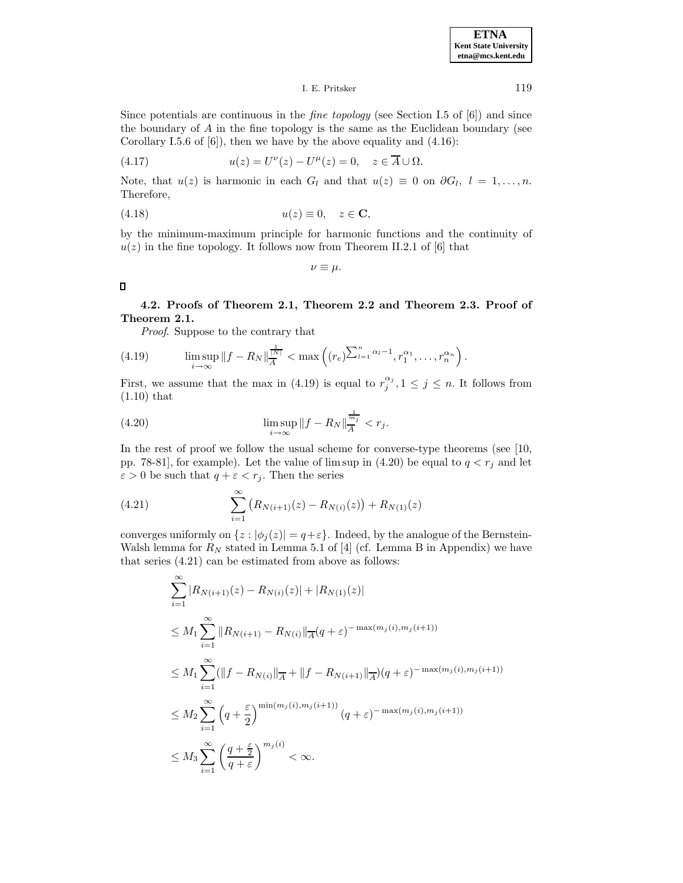Since potentials are continuous in the *fine topology* (see Section I.5 of [6]) and since the boundary of $A$ in the fine topology is the same as the Euclidean boundary (see Corollary I.5.6 of [6]), then we have by the above equality and (4.16):

$$u(z) = U^{\nu}(z) - U^{\mu}(z) = 0, \quad z \in \overline{A} \cup \Omega. \tag{4.17}$$

Note, that $u(z)$ is harmonic in each $G_l$ and that $u(z) \equiv 0$ on $\partial G_l$, $l = 1, \ldots, n$. Therefore,

$$u(z) \equiv 0, \quad z \in \mathbf{C}, \tag{4.18}$$

by the minimum-maximum principle for harmonic functions and the continuity of $u(z)$ in the fine topology. It follows now from Theorem II.2.1 of [6] that

$$\nu \equiv \mu.$$

□

**4.2. Proofs of Theorem 2.1, Theorem 2.2 and Theorem 2.3. Proof of Theorem 2.1.**

*Proof*. Suppose to the contrary that

$$\limsup_{i \to \infty} \|f - R_N\|_{\overline{A}}^{\frac{1}{|N|}} < \max\left( (r_e)^{\sum_{l=1}^{n} \alpha_l - 1}, r_1^{\alpha_1}, \ldots, r_n^{\alpha_n} \right). \tag{4.19}$$

First, we assume that the max in (4.19) is equal to $r_j^{\alpha_j}, 1 \leq j \leq n$. It follows from (1.10) that

$$\limsup_{i \to \infty} \|f - R_N\|_{\overline{A}}^{\frac{1}{m_j}} < r_j. \tag{4.20}$$

In the rest of proof we follow the usual scheme for converse-type theorems (see [10, pp. 78-81], for example). Let the value of lim sup in (4.20) be equal to $q < r_j$ and let $\varepsilon > 0$ be such that $q + \varepsilon < r_j$. Then the series

$$\sum_{i=1}^{\infty} \left( R_{N(i+1)}(z) - R_{N(i)}(z) \right) + R_{N(1)}(z) \tag{4.21}$$

converges uniformly on $\{z : |\phi_j(z)| = q + \varepsilon\}$. Indeed, by the analogue of the Bernstein-Walsh lemma for $R_N$ stated in Lemma 5.1 of [4] (cf. Lemma B in Appendix) we have that series (4.21) can be estimated from above as follows:

$$\begin{aligned}
&\sum_{i=1}^{\infty} |R_{N(i+1)}(z) - R_{N(i)}(z)| + |R_{N(1)}(z)| \\
&\leq M_1 \sum_{i=1}^{\infty} \|R_{N(i+1)} - R_{N(i)}\|_{\overline{A}} (q + \varepsilon)^{-\max(m_j(i), m_j(i+1))} \\
&\leq M_1 \sum_{i=1}^{\infty} (\|f - R_{N(i)}\|_{\overline{A}} + \|f - R_{N(i+1)}\|_{\overline{A}}) (q + \varepsilon)^{-\max(m_j(i), m_j(i+1))} \\
&\leq M_2 \sum_{i=1}^{\infty} \left( q + \frac{\varepsilon}{2} \right)^{\min(m_j(i), m_j(i+1))} (q + \varepsilon)^{-\max(m_j(i), m_j(i+1))} \\
&\leq M_3 \sum_{i=1}^{\infty} \left( \frac{q + \frac{\varepsilon}{2}}{q + \varepsilon} \right)^{m_j(i)} < \infty.
\end{aligned}$$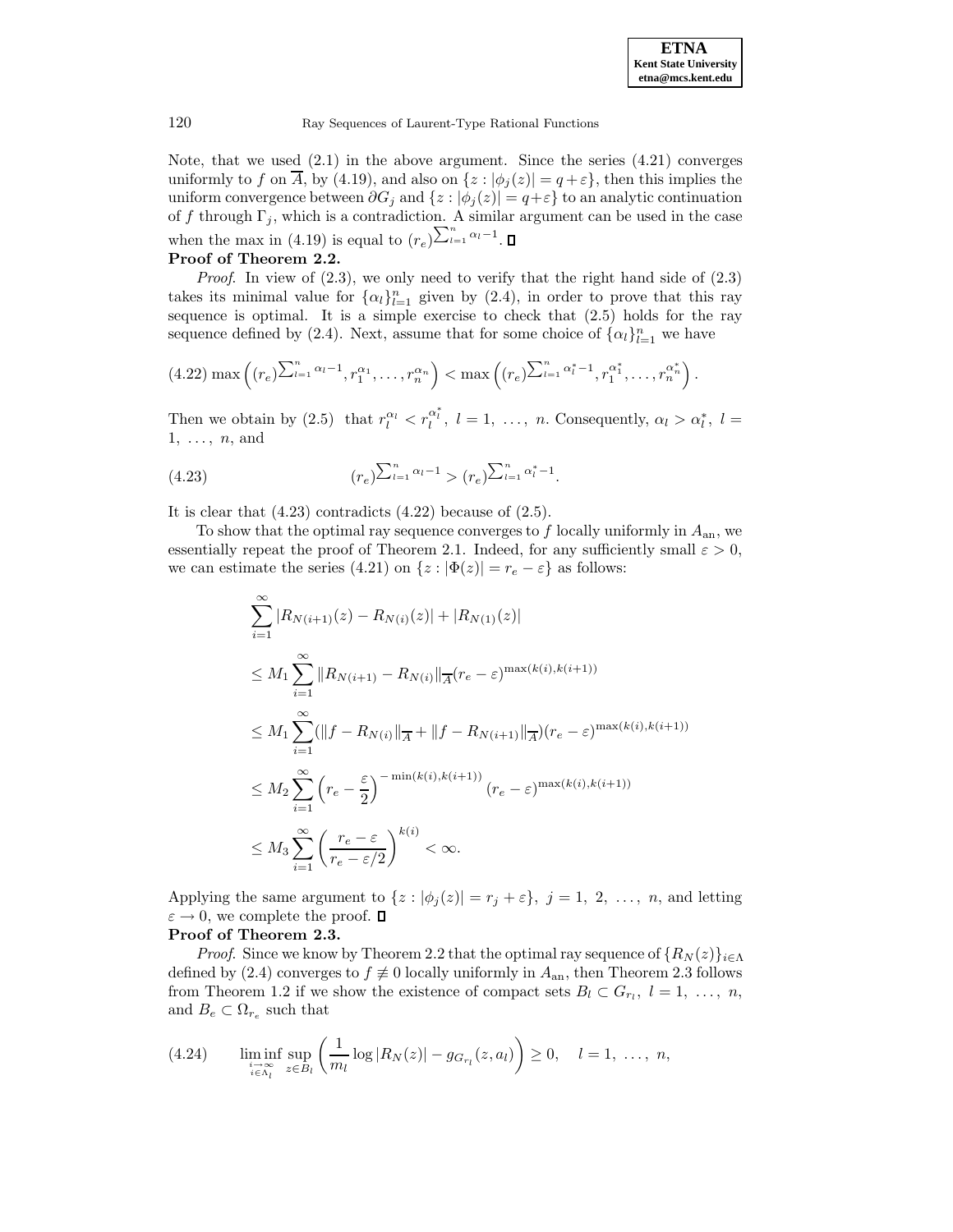Note, that we used (2.1) in the above argument. Since the series (4.21) converges uniformly to $f$ on $\overline{A}$, by (4.19), and also on $\{z : |\phi_j(z)| = q+\varepsilon\}$, then this implies the uniform convergence between $\partial G_j$ and $\{z : |\phi_j(z)| = q+\varepsilon\}$ to an analytic continuation of $f$ through $\Gamma_j$, which is a contradiction. A similar argument can be used in the case when the max in (4.19) is equal to $(r_e)^{\sum_{l=1}^n \alpha_l - 1}$. ∎

**Proof of Theorem 2.2.**

*Proof*. In view of (2.3), we only need to verify that the right hand side of (2.3) takes its minimal value for $\{\alpha_l\}_{l=1}^n$ given by (2.4), in order to prove that this ray sequence is optimal. It is a simple exercise to check that (2.5) holds for the ray sequence defined by (2.4). Next, assume that for some choice of $\{\alpha_l\}_{l=1}^n$ we have

$$(4.22)\ \max\left((r_e)^{\sum_{l=1}^n \alpha_l - 1}, r_1^{\alpha_1}, \ldots, r_n^{\alpha_n}\right) < \max\left((r_e)^{\sum_{l=1}^n \alpha_l^* - 1}, r_1^{\alpha_1^*}, \ldots, r_n^{\alpha_n^*}\right).$$

Then we obtain by (2.5) that $r_l^{\alpha_l} < r_l^{\alpha_l^*}$, $l = 1, \ldots, n$. Consequently, $\alpha_l > \alpha_l^*$, $l = 1, \ldots, n$, and

$$(r_e)^{\sum_{l=1}^n \alpha_l - 1} > (r_e)^{\sum_{l=1}^n \alpha_l^* - 1}. \tag{4.23}$$

It is clear that (4.23) contradicts (4.22) because of (2.5).

To show that the optimal ray sequence converges to $f$ locally uniformly in $A_{\text{an}}$, we essentially repeat the proof of Theorem 2.1. Indeed, for any sufficiently small $\varepsilon > 0$, we can estimate the series (4.21) on $\{z : |\Phi(z)| = r_e - \varepsilon\}$ as follows:

$$\begin{aligned}
&\sum_{i=1}^{\infty} |R_{N(i+1)}(z) - R_{N(i)}(z)| + |R_{N(1)}(z)| \\
&\leq M_1 \sum_{i=1}^{\infty} \|R_{N(i+1)} - R_{N(i)}\|_{\overline{A}} (r_e - \varepsilon)^{\max(k(i),k(i+1))} \\
&\leq M_1 \sum_{i=1}^{\infty} (\|f - R_{N(i)}\|_{\overline{A}} + \|f - R_{N(i+1)}\|_{\overline{A}})(r_e - \varepsilon)^{\max(k(i),k(i+1))} \\
&\leq M_2 \sum_{i=1}^{\infty} \left(r_e - \frac{\varepsilon}{2}\right)^{-\min(k(i),k(i+1))} (r_e - \varepsilon)^{\max(k(i),k(i+1))} \\
&\leq M_3 \sum_{i=1}^{\infty} \left(\frac{r_e - \varepsilon}{r_e - \varepsilon/2}\right)^{k(i)} < \infty.
\end{aligned}$$

Applying the same argument to $\{z : |\phi_j(z)| = r_j + \varepsilon\}$, $j = 1, 2, \ldots, n$, and letting $\varepsilon \to 0$, we complete the proof. ∎

**Proof of Theorem 2.3.**

*Proof*. Since we know by Theorem 2.2 that the optimal ray sequence of $\{R_N(z)\}_{i\in\Lambda}$ defined by (2.4) converges to $f \not\equiv 0$ locally uniformly in $A_{\text{an}}$, then Theorem 2.3 follows from Theorem 1.2 if we show the existence of compact sets $B_l \subset G_{r_l}$, $l = 1, \ldots, n$, and $B_e \subset \Omega_{r_e}$ such that

$$\liminf_{\substack{i\to\infty \\ i\in\Lambda_l}} \sup_{z\in B_l} \left(\frac{1}{m_l} \log |R_N(z)| - g_{G_{r_l}}(z, a_l)\right) \geq 0, \quad l = 1, \ldots, n, \tag{4.24}$$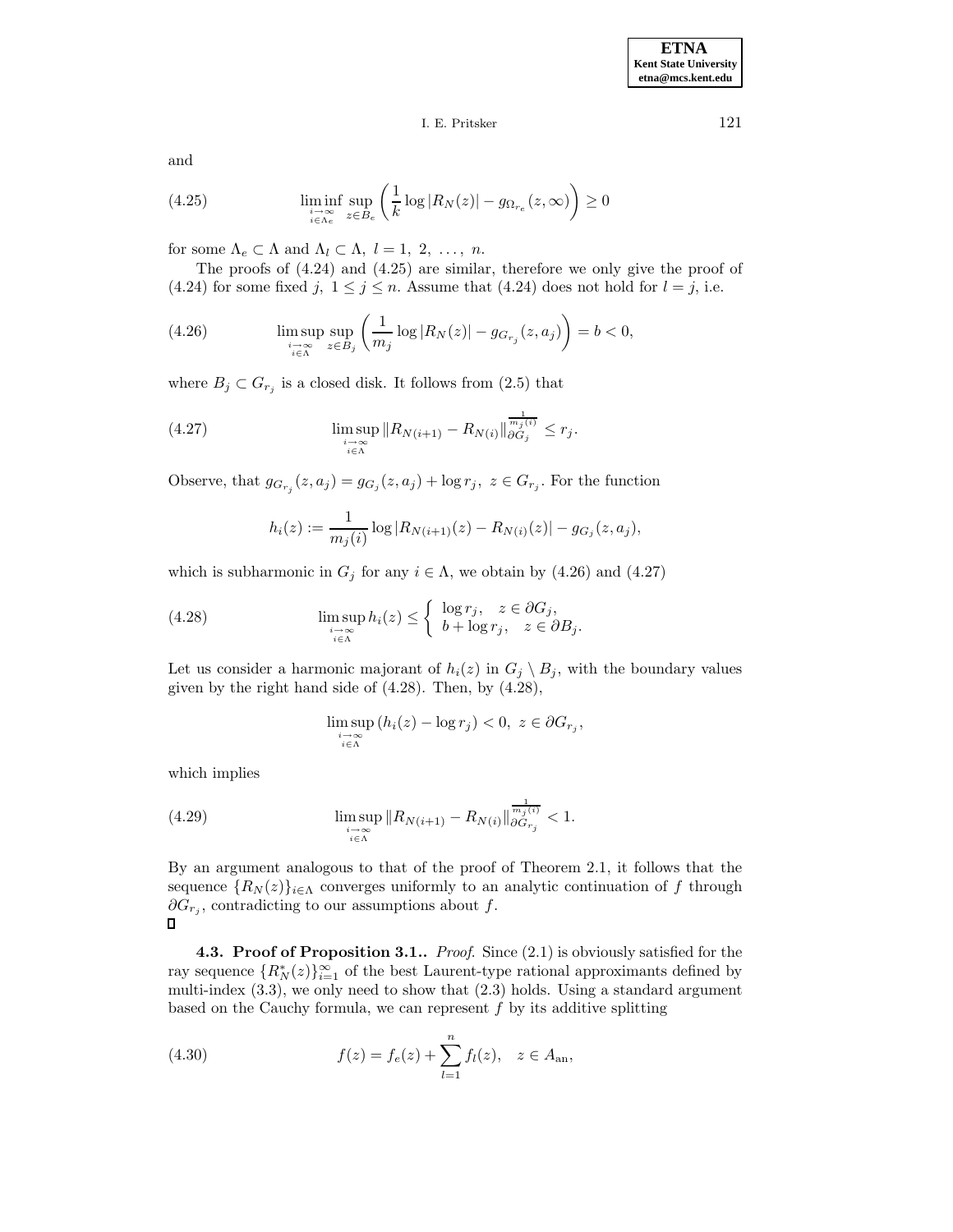and

$$\liminf_{\substack{i\to\infty \\ i\in\Lambda_e}} \sup_{z\in B_e} \left( \frac{1}{k} \log |R_N(z)| - g_{\Omega_{r_e}}(z,\infty) \right) \geq 0 \tag{4.25}$$

for some $\Lambda_e \subset \Lambda$ and $\Lambda_l \subset \Lambda,\ l = 1,\ 2,\ \ldots,\ n$.

The proofs of (4.24) and (4.25) are similar, therefore we only give the proof of (4.24) for some fixed $j,\ 1 \leq j \leq n$. Assume that (4.24) does not hold for $l = j$, i.e.

$$\limsup_{\substack{i\to\infty \\ i\in\Lambda}} \sup_{z\in B_j} \left( \frac{1}{m_j} \log |R_N(z)| - g_{G_{r_j}}(z,a_j) \right) = b < 0, \tag{4.26}$$

where $B_j \subset G_{r_j}$ is a closed disk. It follows from (2.5) that

$$\limsup_{\substack{i\to\infty \\ i\in\Lambda}} \|R_{N(i+1)} - R_{N(i)}\|_{\partial G_j}^{\frac{1}{m_j(i)}} \leq r_j. \tag{4.27}$$

Observe, that $g_{G_{r_j}}(z,a_j) = g_{G_j}(z,a_j) + \log r_j,\ z \in G_{r_j}$. For the function

$$h_i(z) := \frac{1}{m_j(i)} \log |R_{N(i+1)}(z) - R_{N(i)}(z)| - g_{G_j}(z,a_j),$$

which is subharmonic in $G_j$ for any $i \in \Lambda$, we obtain by (4.26) and (4.27)

$$\limsup_{\substack{i\to\infty \\ i\in\Lambda}} h_i(z) \leq \begin{cases} \log r_j, & z \in \partial G_j, \\ b + \log r_j, & z \in \partial B_j. \end{cases} \tag{4.28}$$

Let us consider a harmonic majorant of $h_i(z)$ in $G_j \setminus B_j$, with the boundary values given by the right hand side of (4.28). Then, by (4.28),

$$\limsup_{\substack{i\to\infty \\ i\in\Lambda}} (h_i(z) - \log r_j) < 0,\ z \in \partial G_{r_j},$$

which implies

$$\limsup_{\substack{i\to\infty \\ i\in\Lambda}} \|R_{N(i+1)} - R_{N(i)}\|_{\partial G_{r_j}}^{\frac{1}{m_j(i)}} < 1. \tag{4.29}$$

By an argument analogous to that of the proof of Theorem 2.1, it follows that the sequence $\{R_N(z)\}_{i\in\Lambda}$ converges uniformly to an analytic continuation of $f$ through $\partial G_{r_j}$, contradicting to our assumptions about $f$.
$\square$

**4.3. Proof of Proposition 3.1..** *Proof.* Since (2.1) is obviously satisfied for the ray sequence $\{R_N^*(z)\}_{i=1}^\infty$ of the best Laurent-type rational approximants defined by multi-index (3.3), we only need to show that (2.3) holds. Using a standard argument based on the Cauchy formula, we can represent $f$ by its additive splitting

$$f(z) = f_e(z) + \sum_{l=1}^{n} f_l(z), \quad z \in A_{\text{an}}, \tag{4.30}$$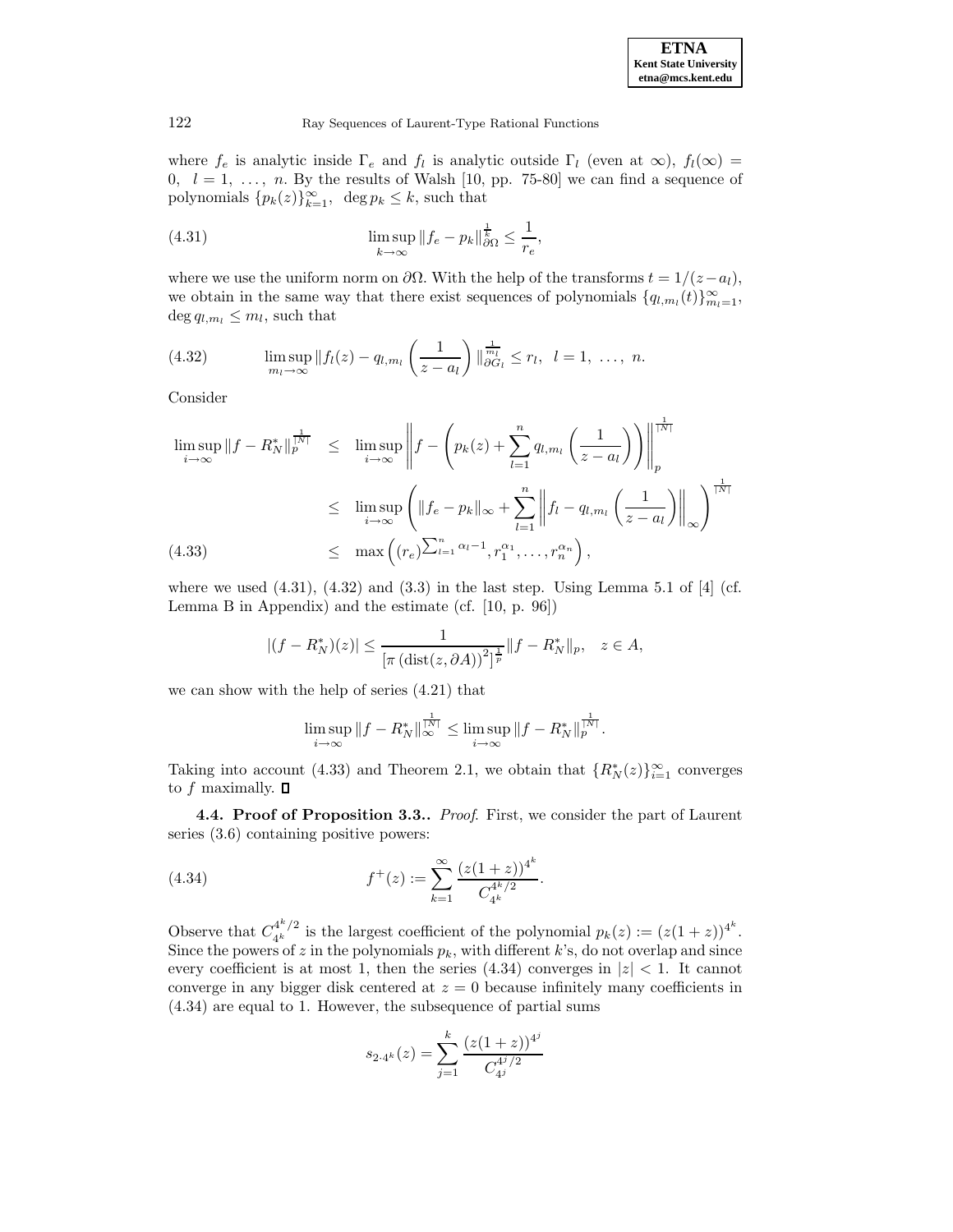where $f_e$ is analytic inside $\Gamma_e$ and $f_l$ is analytic outside $\Gamma_l$ (even at $\infty$), $f_l(\infty) = 0$, $l = 1, \ldots, n$. By the results of Walsh [10, pp. 75-80] we can find a sequence of polynomials $\{p_k(z)\}_{k=1}^{\infty}$, $\deg p_k \leq k$, such that

$$\limsup_{k\to\infty} \|f_e - p_k\|_{\partial\Omega}^{\frac{1}{k}} \leq \frac{1}{r_e}, \tag{4.31}$$

where we use the uniform norm on $\partial\Omega$. With the help of the transforms $t = 1/(z-a_l)$, we obtain in the same way that there exist sequences of polynomials $\{q_{l,m_l}(t)\}_{m_l=1}^{\infty}$, $\deg q_{l,m_l} \leq m_l$, such that

$$\limsup_{m_l\to\infty} \|f_l(z) - q_{l,m_l}\left(\frac{1}{z-a_l}\right)\|_{\partial G_l}^{\frac{1}{m_l}} \leq r_l, \quad l = 1, \ldots, n. \tag{4.32}$$

Consider

$$\begin{aligned}
\limsup_{i\to\infty} \|f - R_N^*\|_p^{\frac{1}{|N|}} &\leq \limsup_{i\to\infty} \left\| f - \left( p_k(z) + \sum_{l=1}^{n} q_{l,m_l}\left(\frac{1}{z-a_l}\right)\right)\right\|_p^{\frac{1}{|N|}} \\
&\leq \limsup_{i\to\infty} \left( \|f_e - p_k\|_{\infty} + \sum_{l=1}^{n} \left\| f_l - q_{l,m_l}\left(\frac{1}{z-a_l}\right)\right\|_{\infty}\right)^{\frac{1}{|N|}} \\
&\leq \max\left( (r_e)^{\sum_{l=1}^{n}\alpha_l - 1}, r_1^{\alpha_1}, \ldots, r_n^{\alpha_n}\right),
\end{aligned} \tag{4.33}$$

where we used (4.31), (4.32) and (3.3) in the last step. Using Lemma 5.1 of [4] (cf. Lemma B in Appendix) and the estimate (cf. [10, p. 96])

$$|(f - R_N^*)(z)| \leq \frac{1}{\left[\pi\left(\operatorname{dist}(z, \partial A)\right)^2\right]^{\frac{1}{p}}} \|f - R_N^*\|_p, \quad z \in A,$$

we can show with the help of series (4.21) that

$$\limsup_{i\to\infty} \|f - R_N^*\|_{\infty}^{\frac{1}{|N|}} \leq \limsup_{i\to\infty} \|f - R_N^*\|_p^{\frac{1}{|N|}}.$$

Taking into account (4.33) and Theorem 2.1, we obtain that $\{R_N^*(z)\}_{i=1}^{\infty}$ converges to $f$ maximally. ∎

**4.4. Proof of Proposition 3.3..** *Proof.* First, we consider the part of Laurent series (3.6) containing positive powers:

$$f^{+}(z) := \sum_{k=1}^{\infty} \frac{(z(1+z))^{4^k}}{C_{4^k}^{4^k/2}}. \tag{4.34}$$

Observe that $C_{4^k}^{4^k/2}$ is the largest coefficient of the polynomial $p_k(z) := (z(1+z))^{4^k}$. Since the powers of $z$ in the polynomials $p_k$, with different $k$'s, do not overlap and since every coefficient is at most 1, then the series (4.34) converges in $|z| < 1$. It cannot converge in any bigger disk centered at $z = 0$ because infinitely many coefficients in (4.34) are equal to 1. However, the subsequence of partial sums

$$s_{2\cdot 4^k}(z) = \sum_{j=1}^{k} \frac{(z(1+z))^{4^j}}{C_{4^j}^{4^j/2}}$$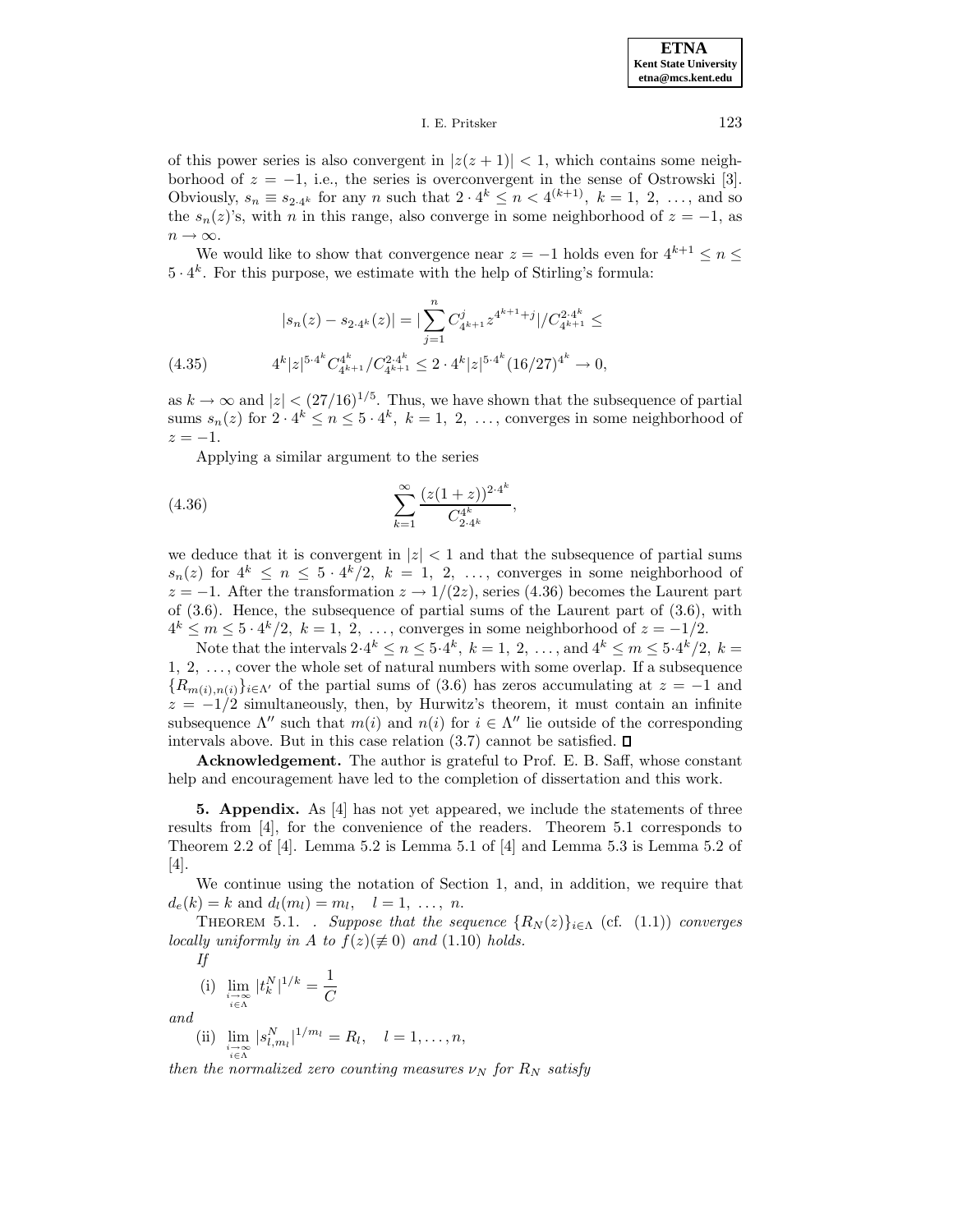of this power series is also convergent in $|z(z+1)| < 1$, which contains some neighborhood of $z = -1$, i.e., the series is overconvergent in the sense of Ostrowski [3]. Obviously, $s_n \equiv s_{2\cdot 4^k}$ for any $n$ such that $2 \cdot 4^k \le n < 4^{(k+1)}$, $k = 1, 2, \ldots$, and so the $s_n(z)$'s, with $n$ in this range, also converge in some neighborhood of $z = -1$, as $n \to \infty$.

We would like to show that convergence near $z = -1$ holds even for $4^{k+1} \le n \le 5 \cdot 4^k$. For this purpose, we estimate with the help of Stirling's formula:

$$
\begin{aligned}
|s_n(z) - s_{2\cdot 4^k}(z)| &= |\sum_{j=1}^{n} C^j_{4^{k+1}} z^{4^{k+1}+j}| / C^{2\cdot 4^k}_{4^{k+1}} \le \\
& 4^k |z|^{5\cdot 4^k} C^{4^k}_{4^{k+1}} / C^{2\cdot 4^k}_{4^{k+1}} \le 2 \cdot 4^k |z|^{5\cdot 4^k} (16/27)^{4^k} \to 0, \qquad (4.35)
\end{aligned}
$$

as $k \to \infty$ and $|z| < (27/16)^{1/5}$. Thus, we have shown that the subsequence of partial sums $s_n(z)$ for $2 \cdot 4^k \le n \le 5 \cdot 4^k$, $k = 1, 2, \ldots$, converges in some neighborhood of $z = -1$.

Applying a similar argument to the series

$$
\sum_{k=1}^{\infty} \frac{(z(1+z))^{2\cdot 4^k}}{C^{4^k}_{2\cdot 4^k}}, \qquad (4.36)
$$

we deduce that it is convergent in $|z| < 1$ and that the subsequence of partial sums $s_n(z)$ for $4^k \le n \le 5 \cdot 4^k/2$, $k = 1, 2, \ldots$, converges in some neighborhood of $z = -1$. After the transformation $z \to 1/(2z)$, series (4.36) becomes the Laurent part of (3.6). Hence, the subsequence of partial sums of the Laurent part of (3.6), with $4^k \le m \le 5 \cdot 4^k/2$, $k = 1, 2, \ldots$, converges in some neighborhood of $z = -1/2$.

Note that the intervals $2\cdot 4^k \le n \le 5\cdot 4^k$, $k = 1, 2, \ldots$, and $4^k \le m \le 5\cdot 4^k/2$, $k = 1, 2, \ldots$, cover the whole set of natural numbers with some overlap. If a subsequence $\{R_{m(i),n(i)}\}_{i\in\Lambda'}$ of the partial sums of (3.6) has zeros accumulating at $z = -1$ and $z = -1/2$ simultaneously, then, by Hurwitz's theorem, it must contain an infinite subsequence $\Lambda''$ such that $m(i)$ and $n(i)$ for $i \in \Lambda''$ lie outside of the corresponding intervals above. But in this case relation (3.7) cannot be satisfied. □

**Acknowledgement.** The author is grateful to Prof. E. B. Saff, whose constant help and encouragement have led to the completion of dissertation and this work.

## 5. Appendix.

As [4] has not yet appeared, we include the statements of three results from [4], for the convenience of the readers. Theorem 5.1 corresponds to Theorem 2.2 of [4]. Lemma 5.2 is Lemma 5.1 of [4] and Lemma 5.3 is Lemma 5.2 of [4].

We continue using the notation of Section 1, and, in addition, we require that $d_e(k) = k$ and $d_l(m_l) = m_l$, $\quad l = 1, \ldots, n$.

THEOREM 5.1. . *Suppose that the sequence $\{R_N(z)\}_{i\in\Lambda}$ (cf. (1.1)) converges locally uniformly in $A$ to $f(z) (\not\equiv 0)$ and (1.10) holds.*

*If*

(i) $\lim\limits_{\substack{i\to\infty \\ i\in\Lambda}} |t^N_k|^{1/k} = \dfrac{1}{C}$

*and*

(ii) $\lim\limits_{\substack{i\to\infty \\ i\in\Lambda}} |s^N_{l,m_l}|^{1/m_l} = R_l, \quad l = 1, \ldots, n,$

*then the normalized zero counting measures $\nu_N$ for $R_N$ satisfy*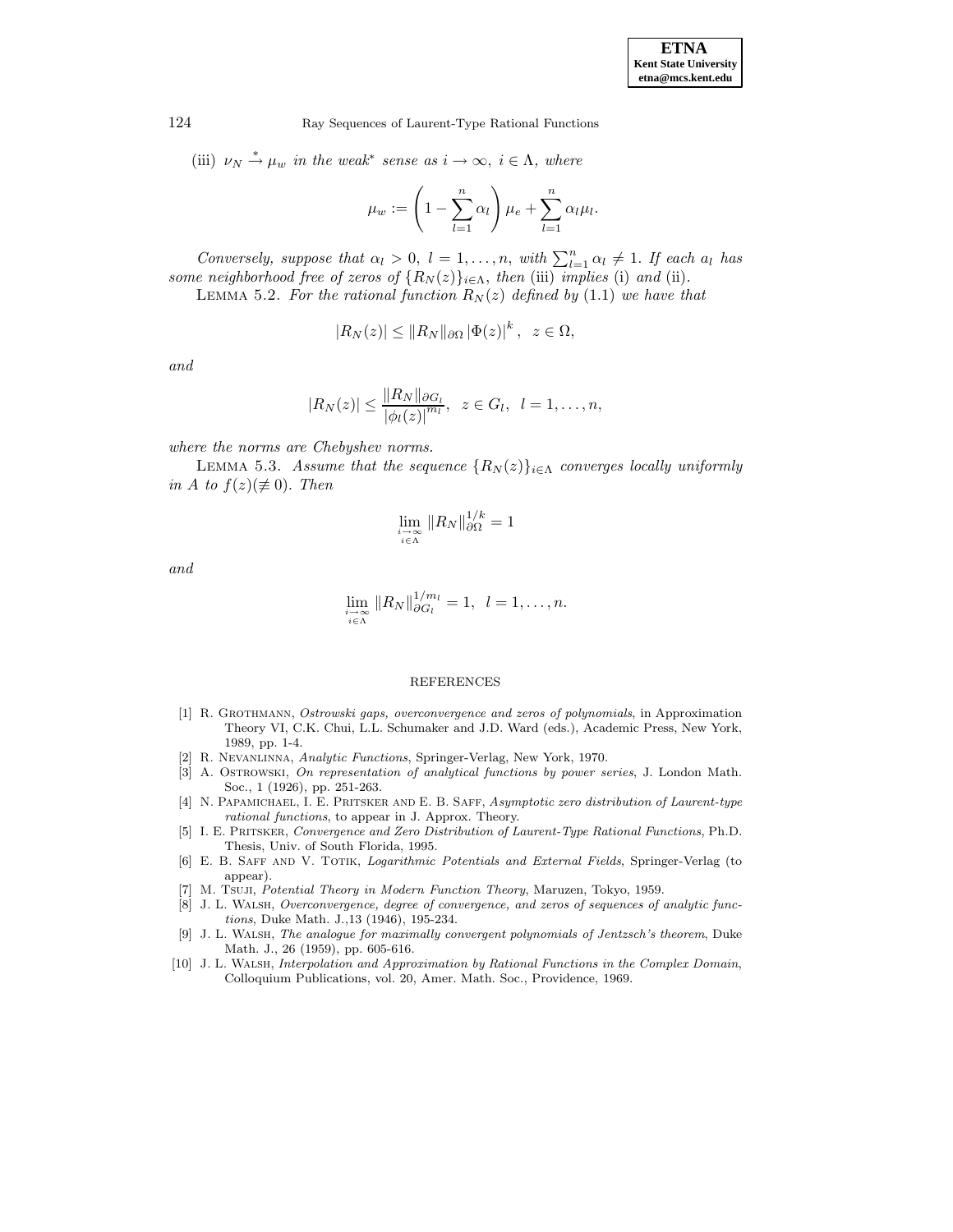(iii) $\nu_N \stackrel{*}{\to} \mu_w$ *in the weak*$^*$ *sense as* $i \to \infty$, $i \in \Lambda$, *where*

$$\mu_w := \left(1 - \sum_{l=1}^{n} \alpha_l\right) \mu_e + \sum_{l=1}^{n} \alpha_l \mu_l.$$

*Conversely, suppose that* $\alpha_l > 0$, $l = 1, \ldots, n$, *with* $\sum_{l=1}^{n} \alpha_l \neq 1$. *If each* $a_l$ *has some neighborhood free of zeros of* $\{R_N(z)\}_{i \in \Lambda}$, *then* (iii) *implies* (i) *and* (ii).

LEMMA 5.2. *For the rational function* $R_N(z)$ *defined by* (1.1) *we have that*

$$|R_N(z)| \leq \|R_N\|_{\partial\Omega} |\Phi(z)|^k, \quad z \in \Omega,$$

*and*

$$|R_N(z)| \leq \frac{\|R_N\|_{\partial G_l}}{|\phi_l(z)|^{m_l}}, \quad z \in G_l, \quad l = 1, \ldots, n,$$

*where the norms are Chebyshev norms.*

LEMMA 5.3. *Assume that the sequence* $\{R_N(z)\}_{i \in \Lambda}$ *converges locally uniformly in* $A$ *to* $f(z)(\not\equiv 0)$. *Then*

$$\lim_{\substack{i \to \infty \\ i \in \Lambda}} \|R_N\|_{\partial\Omega}^{1/k} = 1$$

*and*

$$\lim_{\substack{i \to \infty \\ i \in \Lambda}} \|R_N\|_{\partial G_l}^{1/m_l} = 1, \quad l = 1, \ldots, n.$$

## REFERENCES

[1] R. Grothmann, *Ostrowski gaps, overconvergence and zeros of polynomials*, in Approximation Theory VI, C.K. Chui, L.L. Schumaker and J.D. Ward (eds.), Academic Press, New York, 1989, pp. 1-4.

[2] R. Nevanlinna, *Analytic Functions*, Springer-Verlag, New York, 1970.

[3] A. Ostrowski, *On representation of analytical functions by power series*, J. London Math. Soc., 1 (1926), pp. 251-263.

[4] N. Papamichael, I. E. Pritsker and E. B. Saff, *Asymptotic zero distribution of Laurent-type rational functions*, to appear in J. Approx. Theory.

[5] I. E. Pritsker, *Convergence and Zero Distribution of Laurent-Type Rational Functions*, Ph.D. Thesis, Univ. of South Florida, 1995.

[6] E. B. Saff and V. Totik, *Logarithmic Potentials and External Fields*, Springer-Verlag (to appear).

[7] M. Tsuji, *Potential Theory in Modern Function Theory*, Maruzen, Tokyo, 1959.

[8] J. L. Walsh, *Overconvergence, degree of convergence, and zeros of sequences of analytic functions*, Duke Math. J.,13 (1946), 195-234.

[9] J. L. Walsh, *The analogue for maximally convergent polynomials of Jentzsch's theorem*, Duke Math. J., 26 (1959), pp. 605-616.

[10] J. L. Walsh, *Interpolation and Approximation by Rational Functions in the Complex Domain*, Colloquium Publications, vol. 20, Amer. Math. Soc., Providence, 1969.